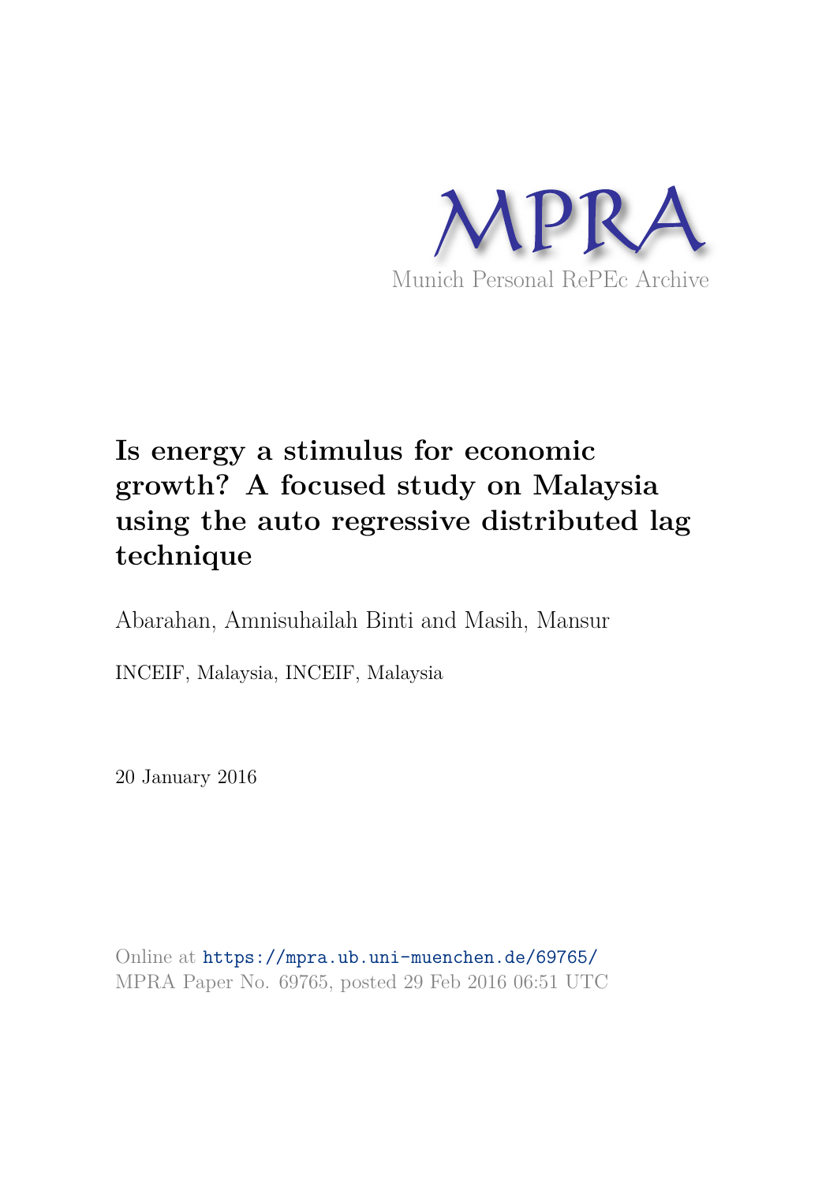MPRA

Munich Personal RePEc Archive

# Is energy a stimulus for economic growth? A focused study on Malaysia using the auto regressive distributed lag technique

Abarahan, Amnisuhailah Binti and Masih, Mansur

INCEIF, Malaysia, INCEIF, Malaysia

20 January 2016

Online at https://mpra.ub.uni-muenchen.de/69765/
MPRA Paper No. 69765, posted 29 Feb 2016 06:51 UTC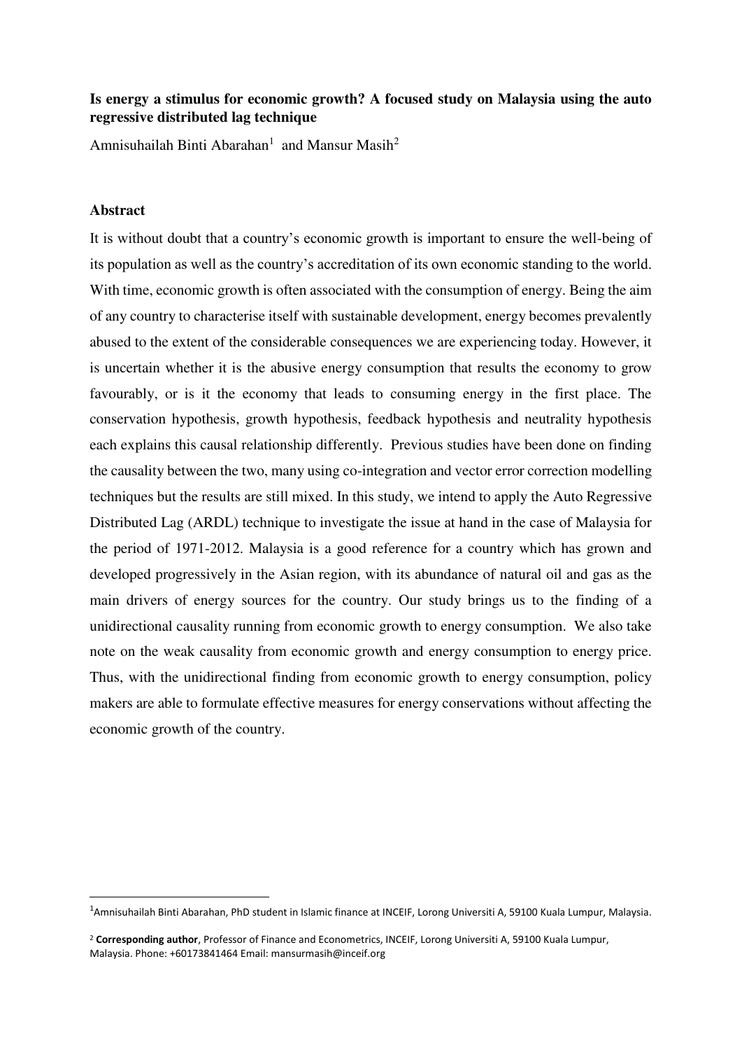**Is energy a stimulus for economic growth? A focused study on Malaysia using the auto regressive distributed lag technique**

Amnisuhailah Binti Abarahan[1] and Mansur Masih[2]

## Abstract

It is without doubt that a country's economic growth is important to ensure the well-being of its population as well as the country's accreditation of its own economic standing to the world. With time, economic growth is often associated with the consumption of energy. Being the aim of any country to characterise itself with sustainable development, energy becomes prevalently abused to the extent of the considerable consequences we are experiencing today. However, it is uncertain whether it is the abusive energy consumption that results the economy to grow favourably, or is it the economy that leads to consuming energy in the first place. The conservation hypothesis, growth hypothesis, feedback hypothesis and neutrality hypothesis each explains this causal relationship differently. Previous studies have been done on finding the causality between the two, many using co-integration and vector error correction modelling techniques but the results are still mixed. In this study, we intend to apply the Auto Regressive Distributed Lag (ARDL) technique to investigate the issue at hand in the case of Malaysia for the period of 1971-2012. Malaysia is a good reference for a country which has grown and developed progressively in the Asian region, with its abundance of natural oil and gas as the main drivers of energy sources for the country. Our study brings us to the finding of a unidirectional causality running from economic growth to energy consumption. We also take note on the weak causality from economic growth and energy consumption to energy price. Thus, with the unidirectional finding from economic growth to energy consumption, policy makers are able to formulate effective measures for energy conservations without affecting the economic growth of the country.

---

[1] Amnisuhailah Binti Abarahan, PhD student in Islamic finance at INCEIF, Lorong Universiti A, 59100 Kuala Lumpur, Malaysia.

[2] **Corresponding author**, Professor of Finance and Econometrics, INCEIF, Lorong Universiti A, 59100 Kuala Lumpur, Malaysia. Phone: +60173841464 Email: mansurmasih@inceif.org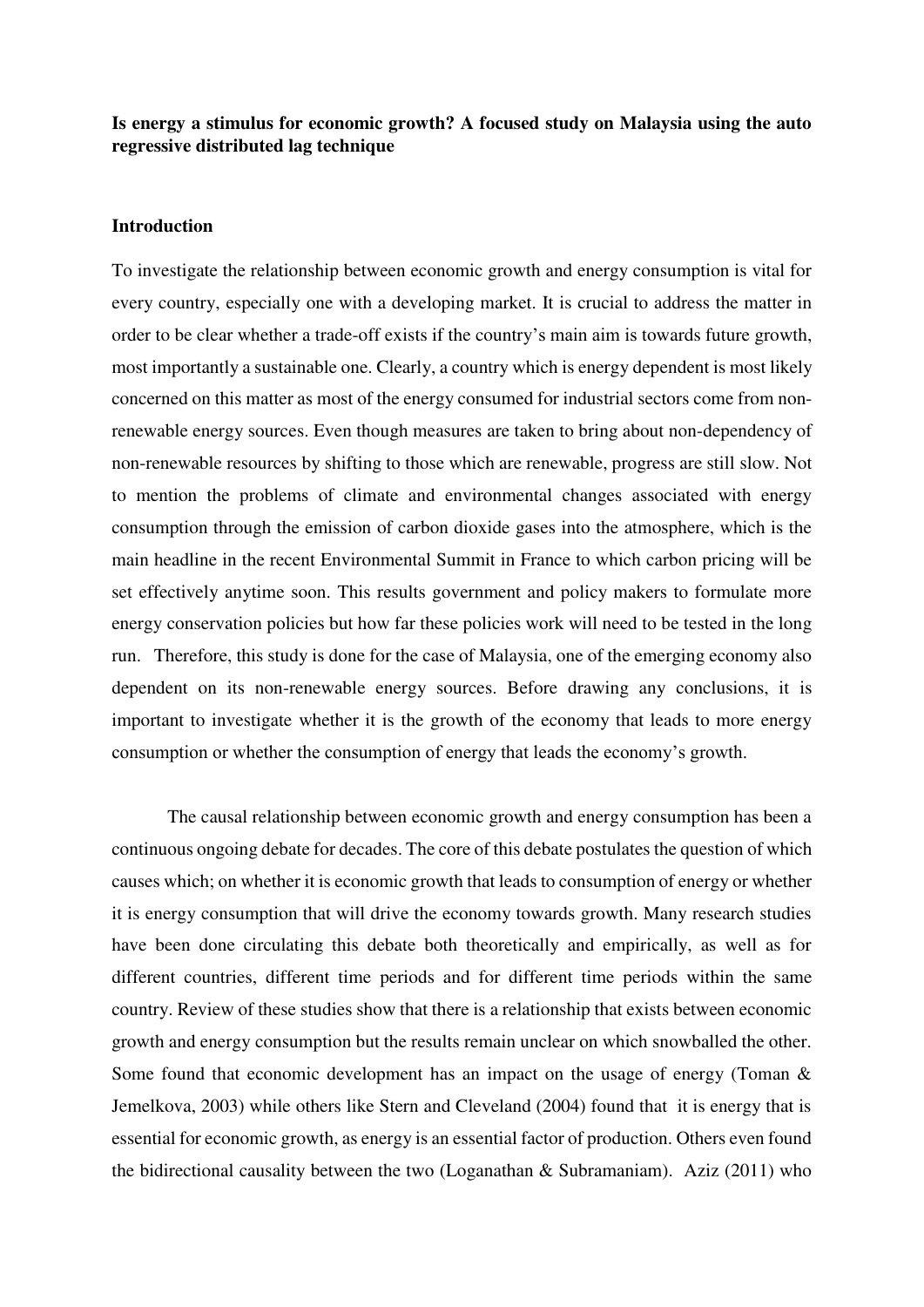**Is energy a stimulus for economic growth? A focused study on Malaysia using the auto regressive distributed lag technique**

## Introduction

To investigate the relationship between economic growth and energy consumption is vital for every country, especially one with a developing market. It is crucial to address the matter in order to be clear whether a trade-off exists if the country's main aim is towards future growth, most importantly a sustainable one. Clearly, a country which is energy dependent is most likely concerned on this matter as most of the energy consumed for industrial sectors come from non-renewable energy sources. Even though measures are taken to bring about non-dependency of non-renewable resources by shifting to those which are renewable, progress are still slow. Not to mention the problems of climate and environmental changes associated with energy consumption through the emission of carbon dioxide gases into the atmosphere, which is the main headline in the recent Environmental Summit in France to which carbon pricing will be set effectively anytime soon. This results government and policy makers to formulate more energy conservation policies but how far these policies work will need to be tested in the long run. Therefore, this study is done for the case of Malaysia, one of the emerging economy also dependent on its non-renewable energy sources. Before drawing any conclusions, it is important to investigate whether it is the growth of the economy that leads to more energy consumption or whether the consumption of energy that leads the economy's growth.

The causal relationship between economic growth and energy consumption has been a continuous ongoing debate for decades. The core of this debate postulates the question of which causes which; on whether it is economic growth that leads to consumption of energy or whether it is energy consumption that will drive the economy towards growth. Many research studies have been done circulating this debate both theoretically and empirically, as well as for different countries, different time periods and for different time periods within the same country. Review of these studies show that there is a relationship that exists between economic growth and energy consumption but the results remain unclear on which snowballed the other. Some found that economic development has an impact on the usage of energy (Toman & Jemelkova, 2003) while others like Stern and Cleveland (2004) found that it is energy that is essential for economic growth, as energy is an essential factor of production. Others even found the bidirectional causality between the two (Loganathan & Subramaniam). Aziz (2011) who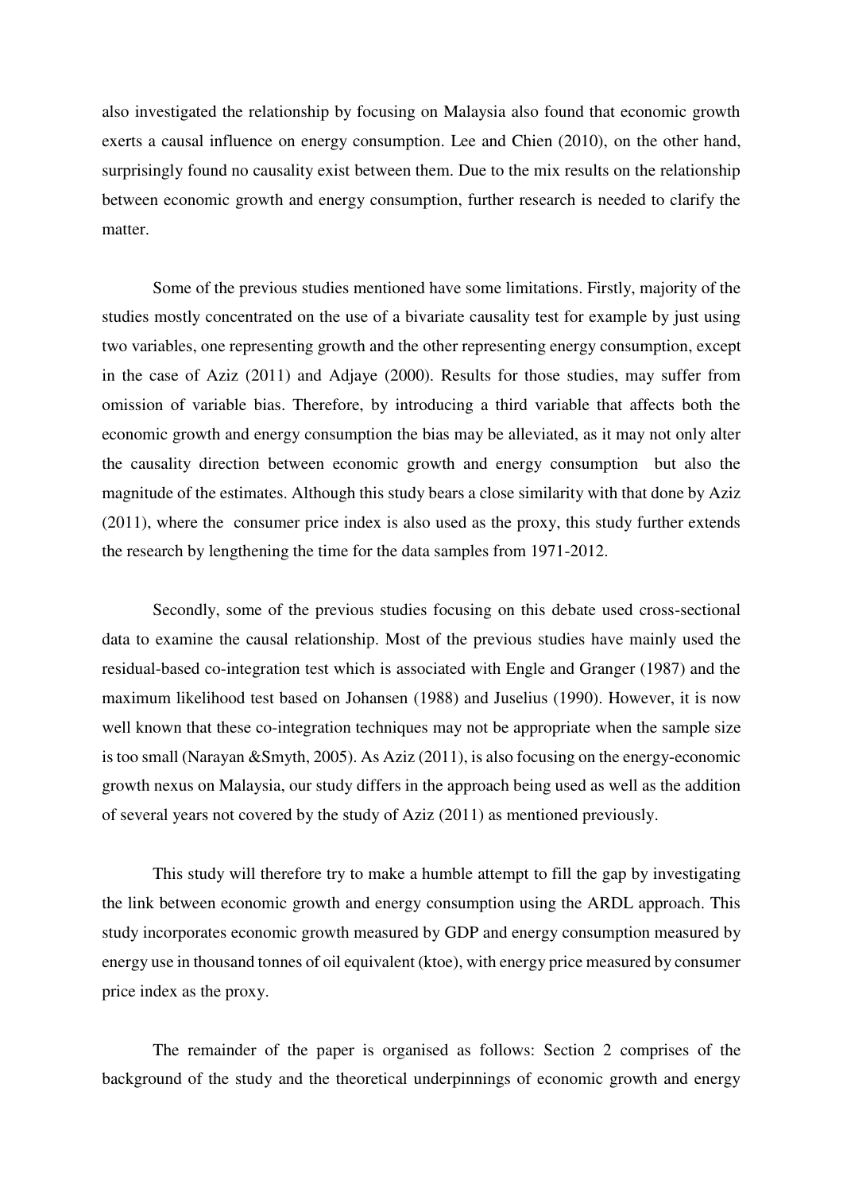also investigated the relationship by focusing on Malaysia also found that economic growth exerts a causal influence on energy consumption. Lee and Chien (2010), on the other hand, surprisingly found no causality exist between them. Due to the mix results on the relationship between economic growth and energy consumption, further research is needed to clarify the matter.

Some of the previous studies mentioned have some limitations. Firstly, majority of the studies mostly concentrated on the use of a bivariate causality test for example by just using two variables, one representing growth and the other representing energy consumption, except in the case of Aziz (2011) and Adjaye (2000). Results for those studies, may suffer from omission of variable bias. Therefore, by introducing a third variable that affects both the economic growth and energy consumption the bias may be alleviated, as it may not only alter the causality direction between economic growth and energy consumption but also the magnitude of the estimates. Although this study bears a close similarity with that done by Aziz (2011), where the consumer price index is also used as the proxy, this study further extends the research by lengthening the time for the data samples from 1971-2012.

Secondly, some of the previous studies focusing on this debate used cross-sectional data to examine the causal relationship. Most of the previous studies have mainly used the residual-based co-integration test which is associated with Engle and Granger (1987) and the maximum likelihood test based on Johansen (1988) and Juselius (1990). However, it is now well known that these co-integration techniques may not be appropriate when the sample size is too small (Narayan &Smyth, 2005). As Aziz (2011), is also focusing on the energy-economic growth nexus on Malaysia, our study differs in the approach being used as well as the addition of several years not covered by the study of Aziz (2011) as mentioned previously.

This study will therefore try to make a humble attempt to fill the gap by investigating the link between economic growth and energy consumption using the ARDL approach. This study incorporates economic growth measured by GDP and energy consumption measured by energy use in thousand tonnes of oil equivalent (ktoe), with energy price measured by consumer price index as the proxy.

The remainder of the paper is organised as follows: Section 2 comprises of the background of the study and the theoretical underpinnings of economic growth and energy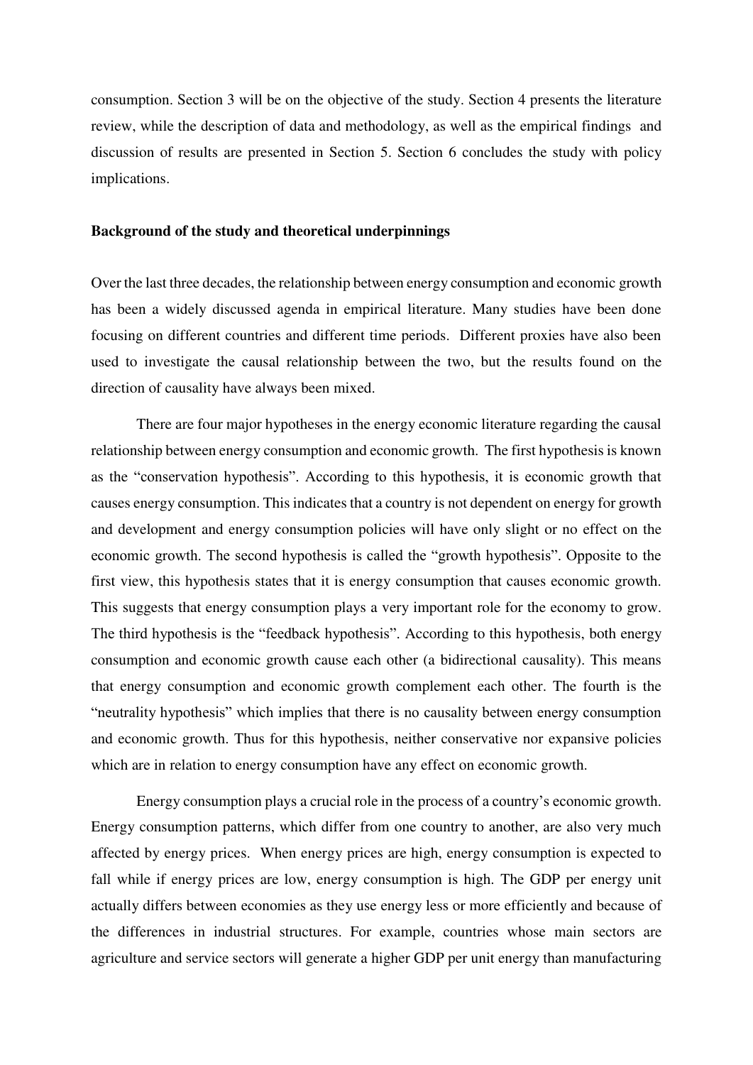consumption. Section 3 will be on the objective of the study. Section 4 presents the literature review, while the description of data and methodology, as well as the empirical findings and discussion of results are presented in Section 5. Section 6 concludes the study with policy implications.

## Background of the study and theoretical underpinnings

Over the last three decades, the relationship between energy consumption and economic growth has been a widely discussed agenda in empirical literature. Many studies have been done focusing on different countries and different time periods. Different proxies have also been used to investigate the causal relationship between the two, but the results found on the direction of causality have always been mixed.

There are four major hypotheses in the energy economic literature regarding the causal relationship between energy consumption and economic growth. The first hypothesis is known as the "conservation hypothesis". According to this hypothesis, it is economic growth that causes energy consumption. This indicates that a country is not dependent on energy for growth and development and energy consumption policies will have only slight or no effect on the economic growth. The second hypothesis is called the "growth hypothesis". Opposite to the first view, this hypothesis states that it is energy consumption that causes economic growth. This suggests that energy consumption plays a very important role for the economy to grow. The third hypothesis is the "feedback hypothesis". According to this hypothesis, both energy consumption and economic growth cause each other (a bidirectional causality). This means that energy consumption and economic growth complement each other. The fourth is the "neutrality hypothesis" which implies that there is no causality between energy consumption and economic growth. Thus for this hypothesis, neither conservative nor expansive policies which are in relation to energy consumption have any effect on economic growth.

Energy consumption plays a crucial role in the process of a country's economic growth. Energy consumption patterns, which differ from one country to another, are also very much affected by energy prices. When energy prices are high, energy consumption is expected to fall while if energy prices are low, energy consumption is high. The GDP per energy unit actually differs between economies as they use energy less or more efficiently and because of the differences in industrial structures. For example, countries whose main sectors are agriculture and service sectors will generate a higher GDP per unit energy than manufacturing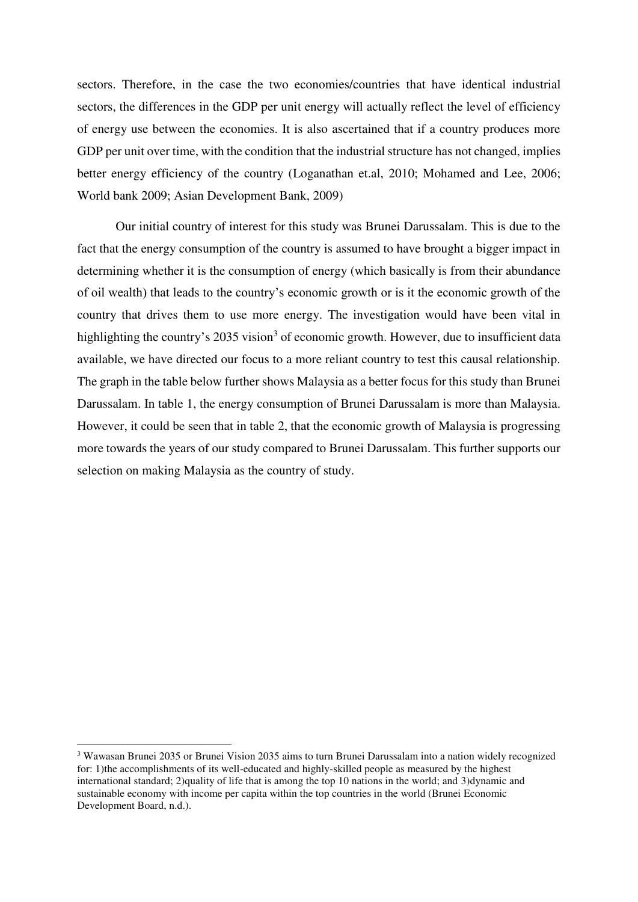sectors. Therefore, in the case the two economies/countries that have identical industrial sectors, the differences in the GDP per unit energy will actually reflect the level of efficiency of energy use between the economies. It is also ascertained that if a country produces more GDP per unit over time, with the condition that the industrial structure has not changed, implies better energy efficiency of the country (Loganathan et.al, 2010; Mohamed and Lee, 2006; World bank 2009; Asian Development Bank, 2009)

Our initial country of interest for this study was Brunei Darussalam. This is due to the fact that the energy consumption of the country is assumed to have brought a bigger impact in determining whether it is the consumption of energy (which basically is from their abundance of oil wealth) that leads to the country's economic growth or is it the economic growth of the country that drives them to use more energy. The investigation would have been vital in highlighting the country's 2035 vision[3] of economic growth. However, due to insufficient data available, we have directed our focus to a more reliant country to test this causal relationship. The graph in the table below further shows Malaysia as a better focus for this study than Brunei Darussalam. In table 1, the energy consumption of Brunei Darussalam is more than Malaysia. However, it could be seen that in table 2, that the economic growth of Malaysia is progressing more towards the years of our study compared to Brunei Darussalam. This further supports our selection on making Malaysia as the country of study.

[3] Wawasan Brunei 2035 or Brunei Vision 2035 aims to turn Brunei Darussalam into a nation widely recognized for: 1)the accomplishments of its well-educated and highly-skilled people as measured by the highest international standard; 2)quality of life that is among the top 10 nations in the world; and 3)dynamic and sustainable economy with income per capita within the top countries in the world (Brunei Economic Development Board, n.d.).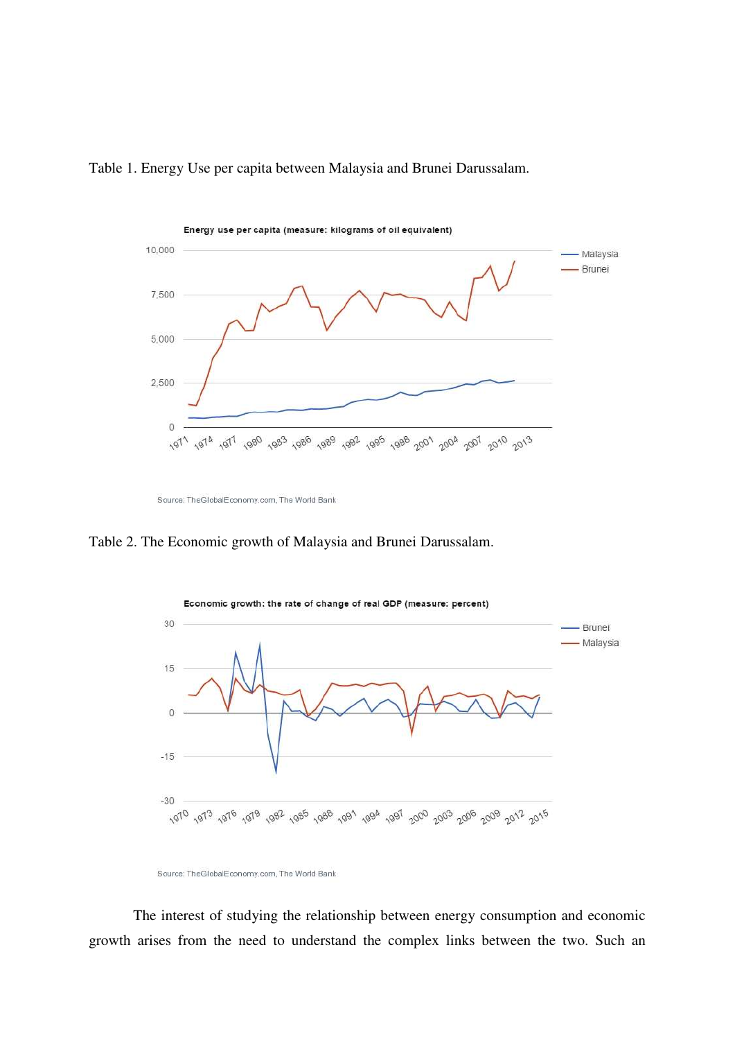Table 1. Energy Use per capita between Malaysia and Brunei Darussalam.

Table 2. The Economic growth of Malaysia and Brunei Darussalam.

The interest of studying the relationship between energy consumption and economic growth arises from the need to understand the complex links between the two. Such an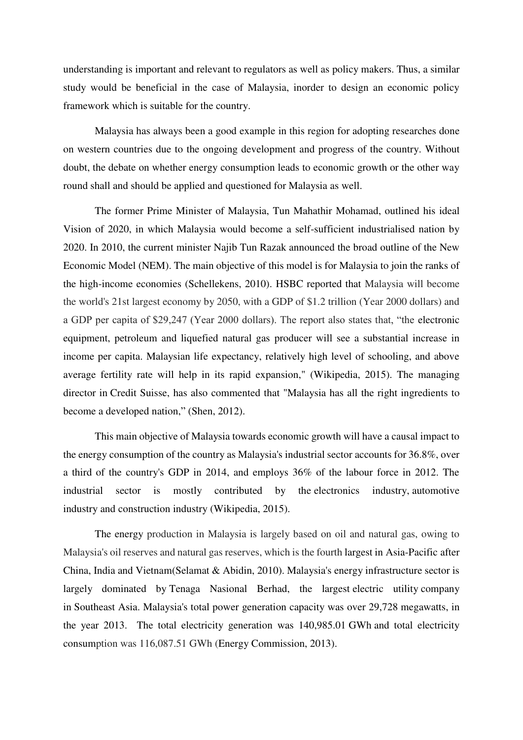understanding is important and relevant to regulators as well as policy makers. Thus, a similar study would be beneficial in the case of Malaysia, inorder to design an economic policy framework which is suitable for the country.

Malaysia has always been a good example in this region for adopting researches done on western countries due to the ongoing development and progress of the country. Without doubt, the debate on whether energy consumption leads to economic growth or the other way round shall and should be applied and questioned for Malaysia as well.

The former Prime Minister of Malaysia, Tun Mahathir Mohamad, outlined his ideal Vision of 2020, in which Malaysia would become a self-sufficient industrialised nation by 2020. In 2010, the current minister Najib Tun Razak announced the broad outline of the New Economic Model (NEM). The main objective of this model is for Malaysia to join the ranks of the high-income economies (Schellekens, 2010). HSBC reported that Malaysia will become the world's 21st largest economy by 2050, with a GDP of $1.2 trillion (Year 2000 dollars) and a GDP per capita of $29,247 (Year 2000 dollars). The report also states that, "the electronic equipment, petroleum and liquefied natural gas producer will see a substantial increase in income per capita. Malaysian life expectancy, relatively high level of schooling, and above average fertility rate will help in its rapid expansion," (Wikipedia, 2015). The managing director in Credit Suisse, has also commented that "Malaysia has all the right ingredients to become a developed nation," (Shen, 2012).

This main objective of Malaysia towards economic growth will have a causal impact to the energy consumption of the country as Malaysia's industrial sector accounts for 36.8%, over a third of the country's GDP in 2014, and employs 36% of the labour force in 2012. The industrial sector is mostly contributed by the electronics industry, automotive industry and construction industry (Wikipedia, 2015).

The energy production in Malaysia is largely based on oil and natural gas, owing to Malaysia's oil reserves and natural gas reserves, which is the fourth largest in Asia-Pacific after China, India and Vietnam(Selamat & Abidin, 2010). Malaysia's energy infrastructure sector is largely dominated by Tenaga Nasional Berhad, the largest electric utility company in Southeast Asia. Malaysia's total power generation capacity was over 29,728 megawatts, in the year 2013. The total electricity generation was 140,985.01 GWh and total electricity consumption was 116,087.51 GWh (Energy Commission, 2013).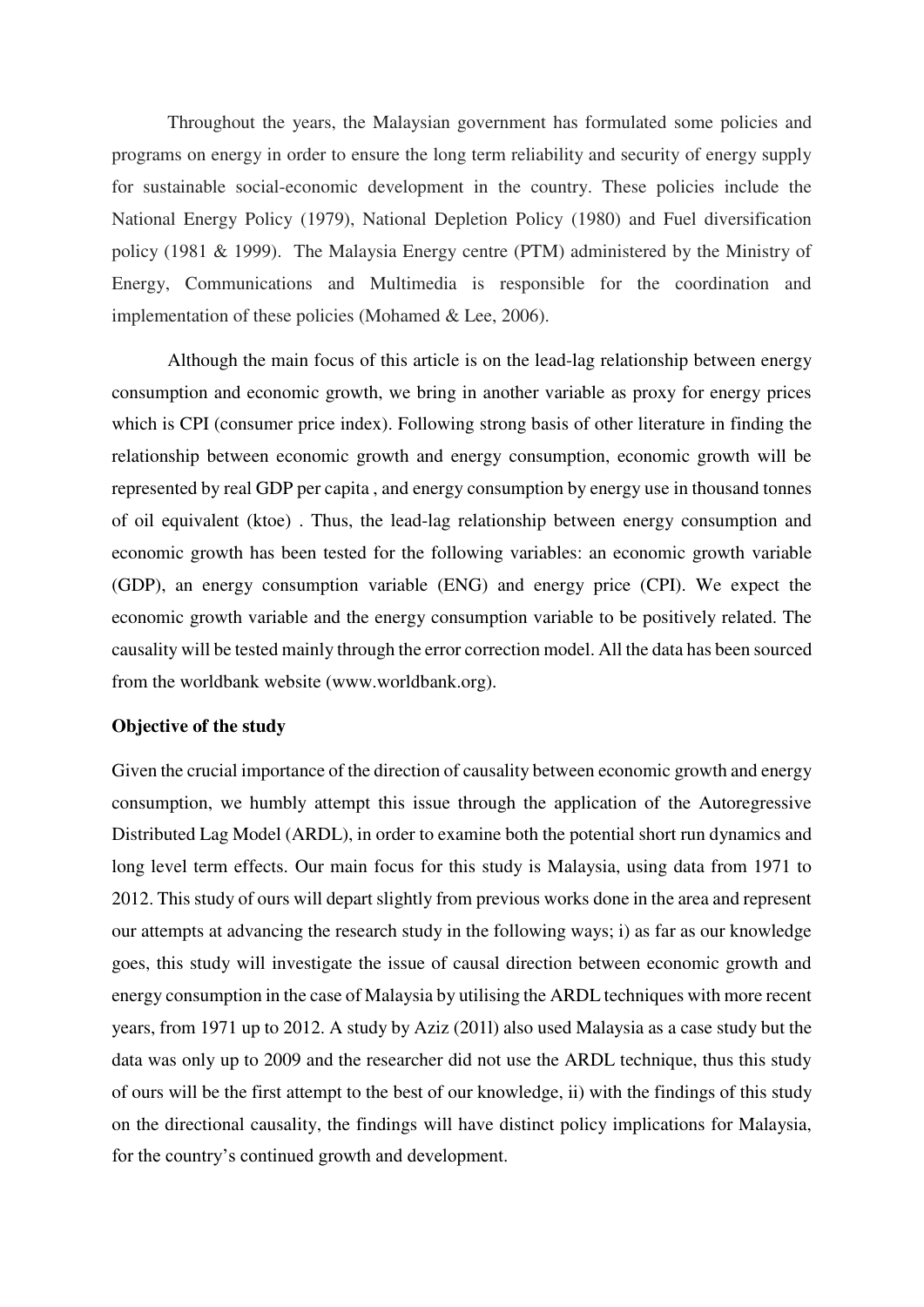Throughout the years, the Malaysian government has formulated some policies and programs on energy in order to ensure the long term reliability and security of energy supply for sustainable social-economic development in the country. These policies include the National Energy Policy (1979), National Depletion Policy (1980) and Fuel diversification policy (1981 & 1999). The Malaysia Energy centre (PTM) administered by the Ministry of Energy, Communications and Multimedia is responsible for the coordination and implementation of these policies (Mohamed & Lee, 2006).

Although the main focus of this article is on the lead-lag relationship between energy consumption and economic growth, we bring in another variable as proxy for energy prices which is CPI (consumer price index). Following strong basis of other literature in finding the relationship between economic growth and energy consumption, economic growth will be represented by real GDP per capita , and energy consumption by energy use in thousand tonnes of oil equivalent (ktoe) . Thus, the lead-lag relationship between energy consumption and economic growth has been tested for the following variables: an economic growth variable (GDP), an energy consumption variable (ENG) and energy price (CPI). We expect the economic growth variable and the energy consumption variable to be positively related. The causality will be tested mainly through the error correction model. All the data has been sourced from the worldbank website (www.worldbank.org).

**Objective of the study**

Given the crucial importance of the direction of causality between economic growth and energy consumption, we humbly attempt this issue through the application of the Autoregressive Distributed Lag Model (ARDL), in order to examine both the potential short run dynamics and long level term effects. Our main focus for this study is Malaysia, using data from 1971 to 2012. This study of ours will depart slightly from previous works done in the area and represent our attempts at advancing the research study in the following ways; i) as far as our knowledge goes, this study will investigate the issue of causal direction between economic growth and energy consumption in the case of Malaysia by utilising the ARDL techniques with more recent years, from 1971 up to 2012. A study by Aziz (201l) also used Malaysia as a case study but the data was only up to 2009 and the researcher did not use the ARDL technique, thus this study of ours will be the first attempt to the best of our knowledge, ii) with the findings of this study on the directional causality, the findings will have distinct policy implications for Malaysia, for the country's continued growth and development.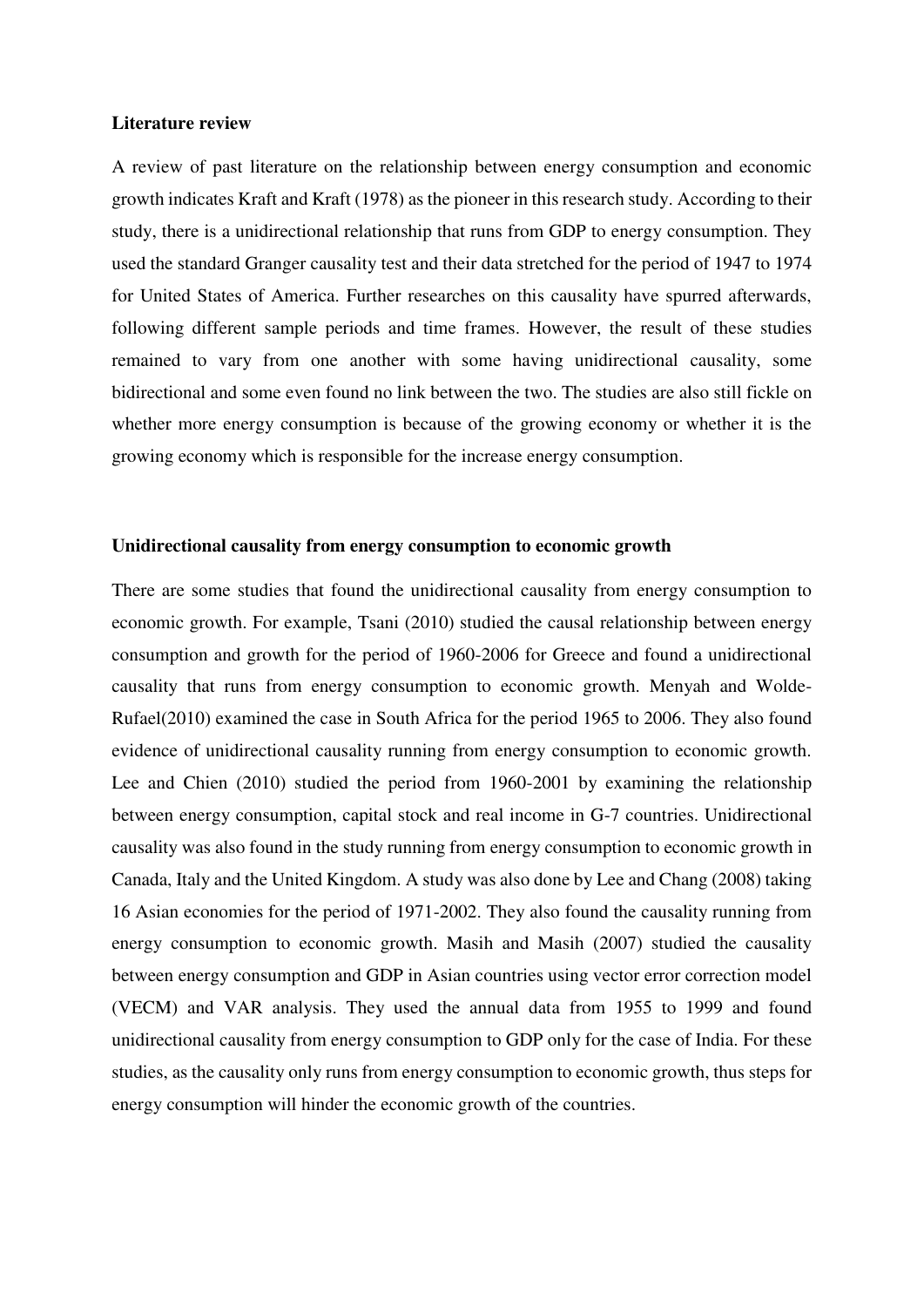**Literature review**

A review of past literature on the relationship between energy consumption and economic growth indicates Kraft and Kraft (1978) as the pioneer in this research study. According to their study, there is a unidirectional relationship that runs from GDP to energy consumption. They used the standard Granger causality test and their data stretched for the period of 1947 to 1974 for United States of America. Further researches on this causality have spurred afterwards, following different sample periods and time frames. However, the result of these studies remained to vary from one another with some having unidirectional causality, some bidirectional and some even found no link between the two. The studies are also still fickle on whether more energy consumption is because of the growing economy or whether it is the growing economy which is responsible for the increase energy consumption.

**Unidirectional causality from energy consumption to economic growth**

There are some studies that found the unidirectional causality from energy consumption to economic growth. For example, Tsani (2010) studied the causal relationship between energy consumption and growth for the period of 1960-2006 for Greece and found a unidirectional causality that runs from energy consumption to economic growth. Menyah and Wolde-Rufael(2010) examined the case in South Africa for the period 1965 to 2006. They also found evidence of unidirectional causality running from energy consumption to economic growth. Lee and Chien (2010) studied the period from 1960-2001 by examining the relationship between energy consumption, capital stock and real income in G-7 countries. Unidirectional causality was also found in the study running from energy consumption to economic growth in Canada, Italy and the United Kingdom. A study was also done by Lee and Chang (2008) taking 16 Asian economies for the period of 1971-2002. They also found the causality running from energy consumption to economic growth. Masih and Masih (2007) studied the causality between energy consumption and GDP in Asian countries using vector error correction model (VECM) and VAR analysis. They used the annual data from 1955 to 1999 and found unidirectional causality from energy consumption to GDP only for the case of India. For these studies, as the causality only runs from energy consumption to economic growth, thus steps for energy consumption will hinder the economic growth of the countries.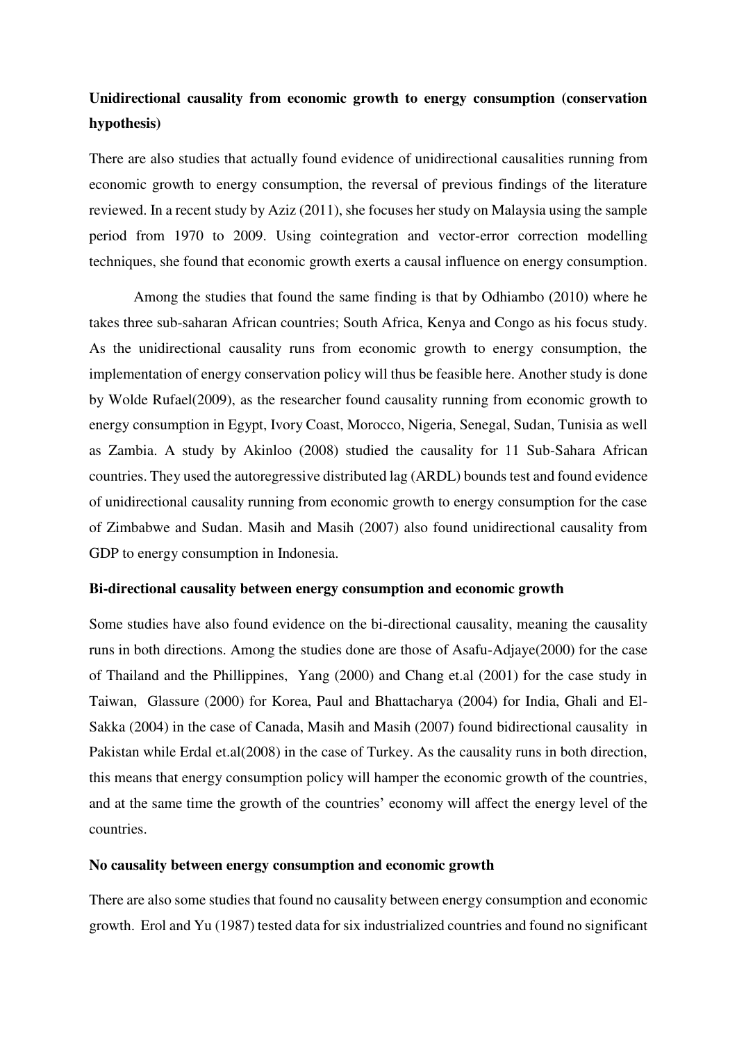**Unidirectional causality from economic growth to energy consumption (conservation hypothesis)**

There are also studies that actually found evidence of unidirectional causalities running from economic growth to energy consumption, the reversal of previous findings of the literature reviewed. In a recent study by Aziz (2011), she focuses her study on Malaysia using the sample period from 1970 to 2009. Using cointegration and vector-error correction modelling techniques, she found that economic growth exerts a causal influence on energy consumption.

Among the studies that found the same finding is that by Odhiambo (2010) where he takes three sub-saharan African countries; South Africa, Kenya and Congo as his focus study. As the unidirectional causality runs from economic growth to energy consumption, the implementation of energy conservation policy will thus be feasible here. Another study is done by Wolde Rufael(2009), as the researcher found causality running from economic growth to energy consumption in Egypt, Ivory Coast, Morocco, Nigeria, Senegal, Sudan, Tunisia as well as Zambia. A study by Akinloo (2008) studied the causality for 11 Sub-Sahara African countries. They used the autoregressive distributed lag (ARDL) bounds test and found evidence of unidirectional causality running from economic growth to energy consumption for the case of Zimbabwe and Sudan. Masih and Masih (2007) also found unidirectional causality from GDP to energy consumption in Indonesia.

**Bi-directional causality between energy consumption and economic growth**

Some studies have also found evidence on the bi-directional causality, meaning the causality runs in both directions. Among the studies done are those of Asafu-Adjaye(2000) for the case of Thailand and the Phillippines, Yang (2000) and Chang et.al (2001) for the case study in Taiwan, Glassure (2000) for Korea, Paul and Bhattacharya (2004) for India, Ghali and El-Sakka (2004) in the case of Canada, Masih and Masih (2007) found bidirectional causality in Pakistan while Erdal et.al(2008) in the case of Turkey. As the causality runs in both direction, this means that energy consumption policy will hamper the economic growth of the countries, and at the same time the growth of the countries' economy will affect the energy level of the countries.

**No causality between energy consumption and economic growth**

There are also some studies that found no causality between energy consumption and economic growth. Erol and Yu (1987) tested data for six industrialized countries and found no significant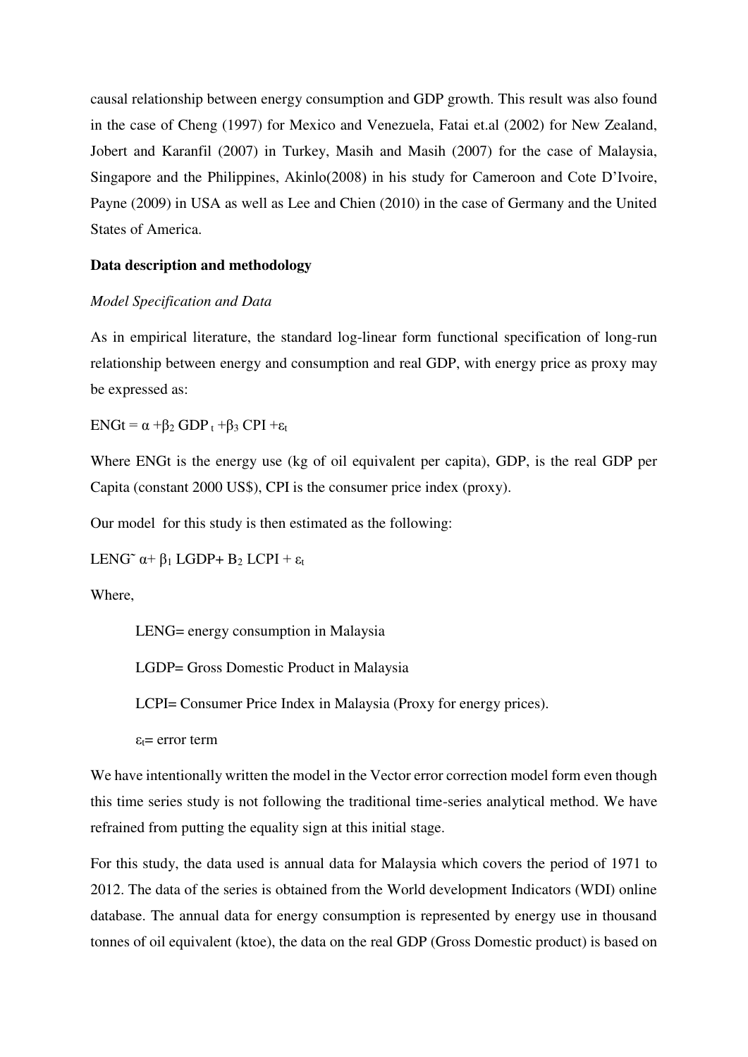causal relationship between energy consumption and GDP growth. This result was also found in the case of Cheng (1997) for Mexico and Venezuela, Fatai et.al (2002) for New Zealand, Jobert and Karanfil (2007) in Turkey, Masih and Masih (2007) for the case of Malaysia, Singapore and the Philippines, Akinlo(2008) in his study for Cameroon and Cote D'Ivoire, Payne (2009) in USA as well as Lee and Chien (2010) in the case of Germany and the United States of America.

**Data description and methodology**

*Model Specification and Data*

As in empirical literature, the standard log-linear form functional specification of long-run relationship between energy and consumption and real GDP, with energy price as proxy may be expressed as:

$ENGt = \alpha + \beta_2 \, GDP_t + \beta_3 \, CPI + \varepsilon_t$

Where ENGt is the energy use (kg of oil equivalent per capita), GDP, is the real GDP per Capita (constant 2000 US$), CPI is the consumer price index (proxy).

Our model for this study is then estimated as the following:

$LENG \tilde{} \; \alpha + \beta_1 \, LGDP + B_2 \, LCPI + \varepsilon_t$

Where,

LENG= energy consumption in Malaysia

LGDP= Gross Domestic Product in Malaysia

LCPI= Consumer Price Index in Malaysia (Proxy for energy prices).

$\varepsilon_t$= error term

We have intentionally written the model in the Vector error correction model form even though this time series study is not following the traditional time-series analytical method. We have refrained from putting the equality sign at this initial stage.

For this study, the data used is annual data for Malaysia which covers the period of 1971 to 2012. The data of the series is obtained from the World development Indicators (WDI) online database. The annual data for energy consumption is represented by energy use in thousand tonnes of oil equivalent (ktoe), the data on the real GDP (Gross Domestic product) is based on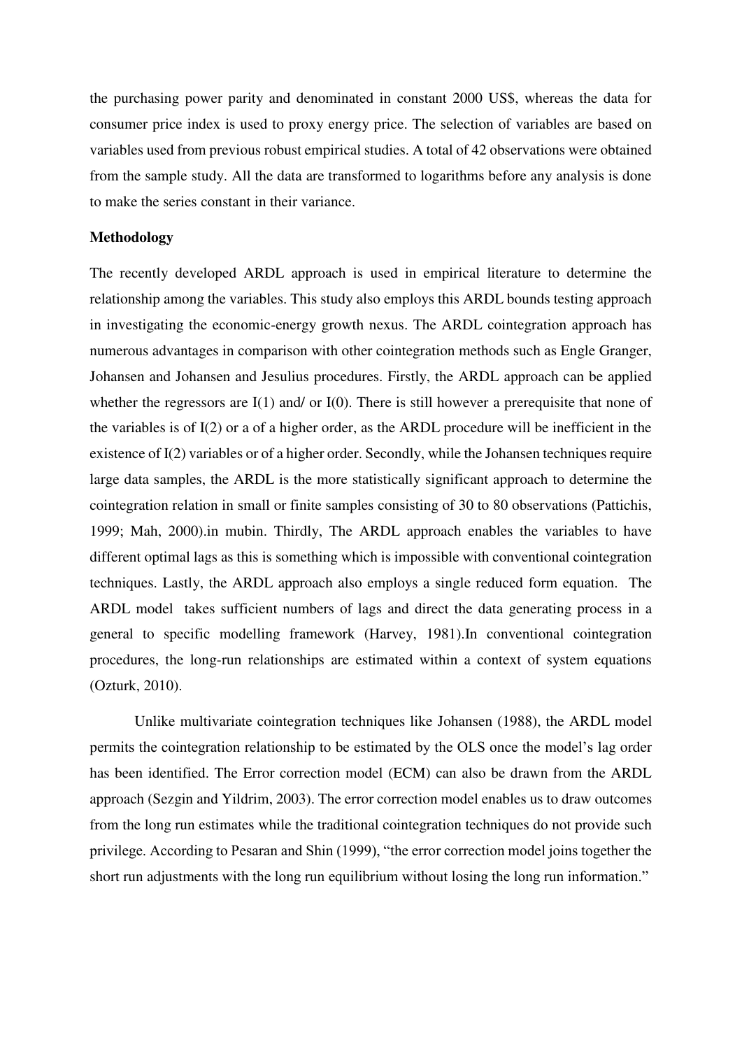the purchasing power parity and denominated in constant 2000 US$, whereas the data for consumer price index is used to proxy energy price. The selection of variables are based on variables used from previous robust empirical studies. A total of 42 observations were obtained from the sample study. All the data are transformed to logarithms before any analysis is done to make the series constant in their variance.

**Methodology**

The recently developed ARDL approach is used in empirical literature to determine the relationship among the variables. This study also employs this ARDL bounds testing approach in investigating the economic-energy growth nexus. The ARDL cointegration approach has numerous advantages in comparison with other cointegration methods such as Engle Granger, Johansen and Johansen and Jesulius procedures. Firstly, the ARDL approach can be applied whether the regressors are I(1) and/ or I(0). There is still however a prerequisite that none of the variables is of I(2) or a of a higher order, as the ARDL procedure will be inefficient in the existence of I(2) variables or of a higher order. Secondly, while the Johansen techniques require large data samples, the ARDL is the more statistically significant approach to determine the cointegration relation in small or finite samples consisting of 30 to 80 observations (Pattichis, 1999; Mah, 2000).in mubin. Thirdly, The ARDL approach enables the variables to have different optimal lags as this is something which is impossible with conventional cointegration techniques. Lastly, the ARDL approach also employs a single reduced form equation. The ARDL model takes sufficient numbers of lags and direct the data generating process in a general to specific modelling framework (Harvey, 1981).In conventional cointegration procedures, the long-run relationships are estimated within a context of system equations (Ozturk, 2010).

Unlike multivariate cointegration techniques like Johansen (1988), the ARDL model permits the cointegration relationship to be estimated by the OLS once the model's lag order has been identified. The Error correction model (ECM) can also be drawn from the ARDL approach (Sezgin and Yildrim, 2003). The error correction model enables us to draw outcomes from the long run estimates while the traditional cointegration techniques do not provide such privilege. According to Pesaran and Shin (1999), "the error correction model joins together the short run adjustments with the long run equilibrium without losing the long run information."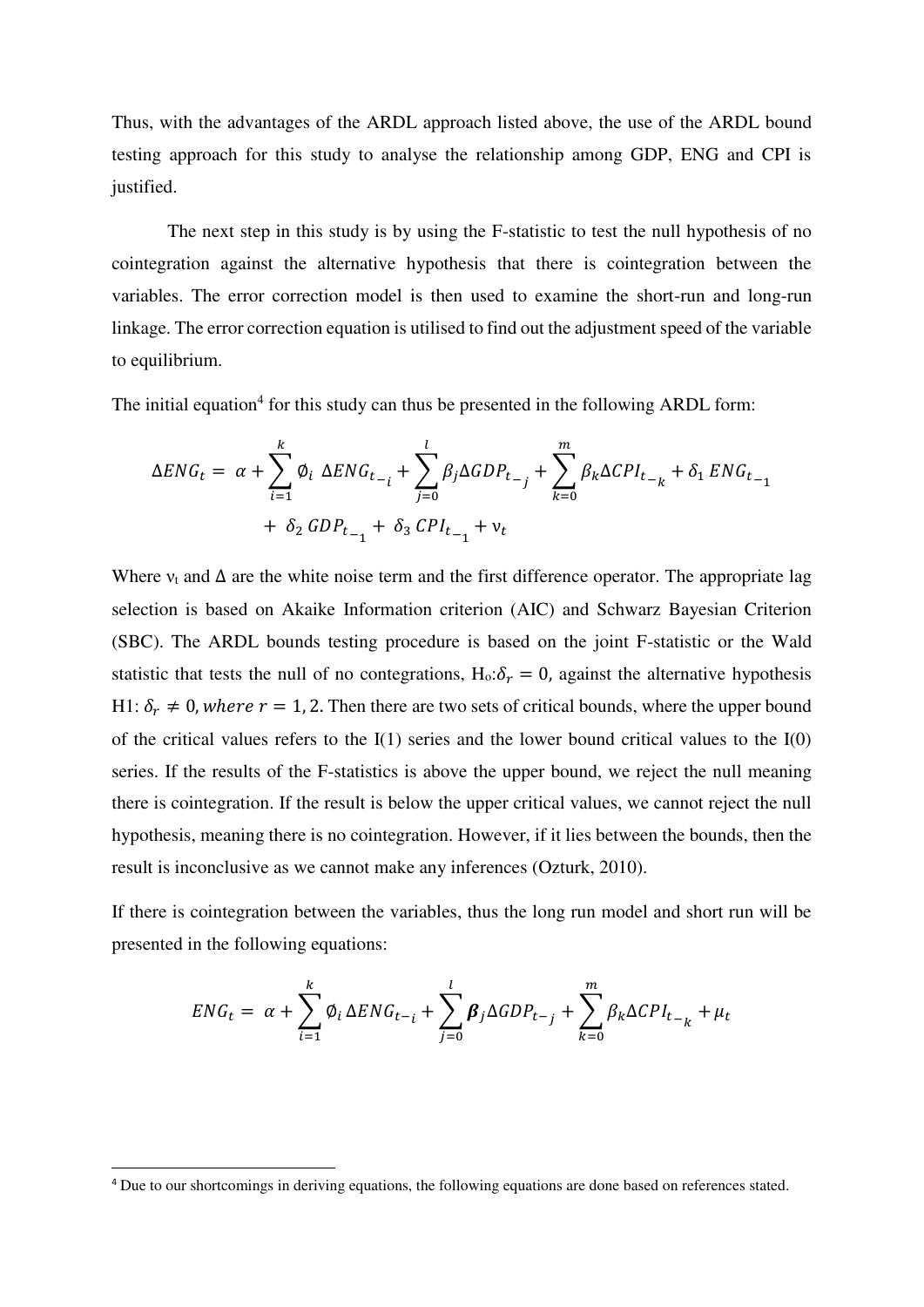Thus, with the advantages of the ARDL approach listed above, the use of the ARDL bound testing approach for this study to analyse the relationship among GDP, ENG and CPI is justified.

The next step in this study is by using the F-statistic to test the null hypothesis of no cointegration against the alternative hypothesis that there is cointegration between the variables. The error correction model is then used to examine the short-run and long-run linkage. The error correction equation is utilised to find out the adjustment speed of the variable to equilibrium.

The initial equation[4] for this study can thus be presented in the following ARDL form:

$$\Delta ENG_t = \alpha + \sum_{i=1}^{k} \emptyset_i \ \Delta ENG_{t_{-i}} + \sum_{j=0}^{l} \beta_j \Delta GDP_{t_{-j}} + \sum_{k=0}^{m} \beta_k \Delta CPI_{t_{-k}} + \delta_1 \ ENG_{t_{-1}} + \ \delta_2 \ GDP_{t_{-1}} + \ \delta_3 \ CPI_{t_{-1}} + \nu_t$$

Where $\nu_t$ and $\Delta$ are the white noise term and the first difference operator. The appropriate lag selection is based on Akaike Information criterion (AIC) and Schwarz Bayesian Criterion (SBC). The ARDL bounds testing procedure is based on the joint F-statistic or the Wald statistic that tests the null of no contegrations, $H_o{:}\delta_r = 0$, against the alternative hypothesis H1: $\delta_r \neq 0, where\ r = 1, 2$. Then there are two sets of critical bounds, where the upper bound of the critical values refers to the I(1) series and the lower bound critical values to the I(0) series. If the results of the F-statistics is above the upper bound, we reject the null meaning there is cointegration. If the result is below the upper critical values, we cannot reject the null hypothesis, meaning there is no cointegration. However, if it lies between the bounds, then the result is inconclusive as we cannot make any inferences (Ozturk, 2010).

If there is cointegration between the variables, thus the long run model and short run will be presented in the following equations:

$$ENG_t = \alpha + \sum_{i=1}^{k} \emptyset_i \Delta ENG_{t-i} + \sum_{j=0}^{l} \boldsymbol{\beta}_j \Delta GDP_{t-j} + \sum_{k=0}^{m} \beta_k \Delta CPI_{t_{-k}} + \mu_t$$

---

[4] Due to our shortcomings in deriving equations, the following equations are done based on references stated.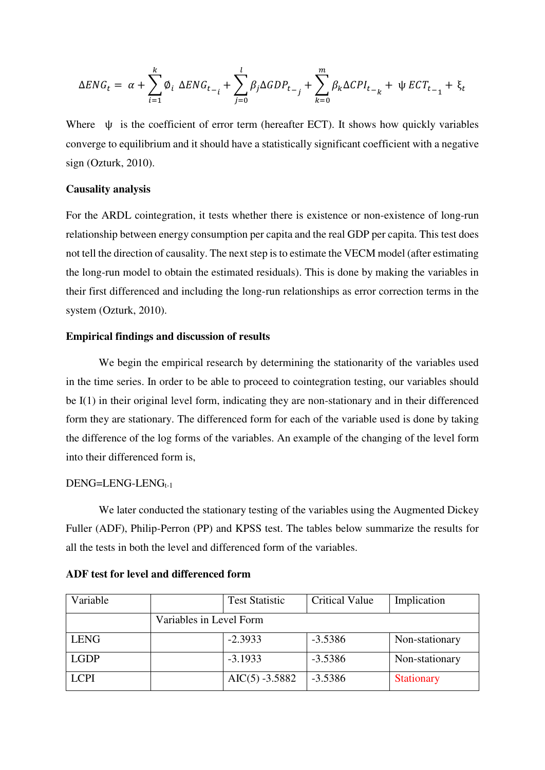$$\Delta ENG_t = \alpha + \sum_{i=1}^{k} \emptyset_i \ \Delta ENG_{t_{-i}} + \sum_{j=0}^{l} \beta_j \Delta GDP_{t_{-j}} + \sum_{k=0}^{m} \beta_k \Delta CPI_{t_{-k}} + \ \psi \ ECT_{t_{-1}} + \xi_t$$

Where $\psi$ is the coefficient of error term (hereafter ECT). It shows how quickly variables converge to equilibrium and it should have a statistically significant coefficient with a negative sign (Ozturk, 2010).

**Causality analysis**

For the ARDL cointegration, it tests whether there is existence or non-existence of long-run relationship between energy consumption per capita and the real GDP per capita. This test does not tell the direction of causality. The next step is to estimate the VECM model (after estimating the long-run model to obtain the estimated residuals). This is done by making the variables in their first differenced and including the long-run relationships as error correction terms in the system (Ozturk, 2010).

**Empirical findings and discussion of results**

We begin the empirical research by determining the stationarity of the variables used in the time series. In order to be able to proceed to cointegration testing, our variables should be I(1) in their original level form, indicating they are non-stationary and in their differenced form they are stationary. The differenced form for each of the variable used is done by taking the difference of the log forms of the variables. An example of the changing of the level form into their differenced form is,

DENG=LENG-LENG$_{t-1}$

We later conducted the stationary testing of the variables using the Augmented Dickey Fuller (ADF), Philip-Perron (PP) and KPSS test. The tables below summarize the results for all the tests in both the level and differenced form of the variables.

**ADF test for level and differenced form**

| Variable | | Test Statistic | Critical Value | Implication |
|---|---|---|---|---|
| | Variables in Level Form | | | |
| LENG | | -2.3933 | -3.5386 | Non-stationary |
| LGDP | | -3.1933 | -3.5386 | Non-stationary |
| LCPI | | AIC(5) -3.5882 | -3.5386 | Stationary |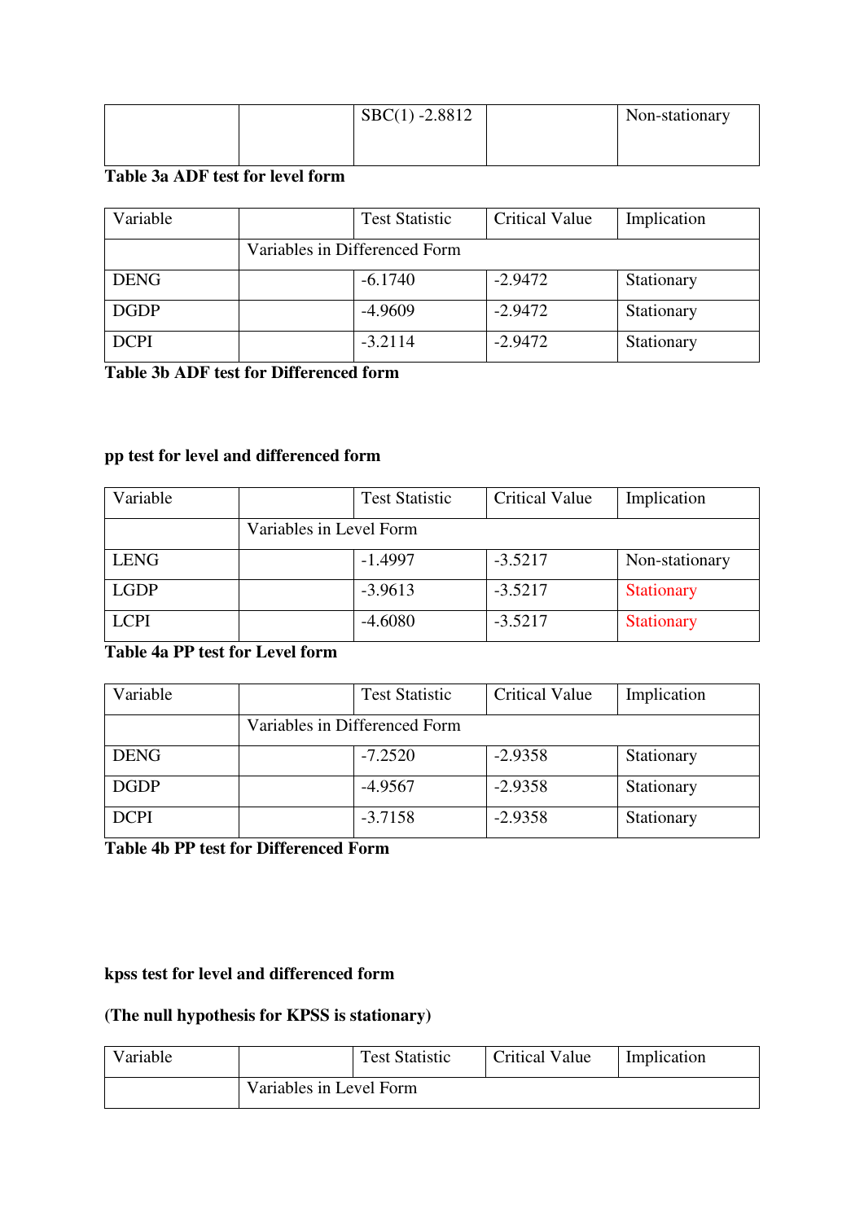| | | SBC(1) -2.8812 | | Non-stationary |
|---|---|---|---|---|

**Table 3a ADF test for level form**

| Variable | | Test Statistic | Critical Value | Implication |
|---|---|---|---|---|
| | Variables in Differenced Form | | | |
| DENG | | -6.1740 | -2.9472 | Stationary |
| DGDP | | -4.9609 | -2.9472 | Stationary |
| DCPI | | -3.2114 | -2.9472 | Stationary |

**Table 3b ADF test for Differenced form**

**pp test for level and differenced form**

| Variable | | Test Statistic | Critical Value | Implication |
|---|---|---|---|---|
| | Variables in Level Form | | | |
| LENG | | -1.4997 | -3.5217 | Non-stationary |
| LGDP | | -3.9613 | -3.5217 | Stationary |
| LCPI | | -4.6080 | -3.5217 | Stationary |

**Table 4a PP test for Level form**

| Variable | | Test Statistic | Critical Value | Implication |
|---|---|---|---|---|
| | Variables in Differenced Form | | | |
| DENG | | -7.2520 | -2.9358 | Stationary |
| DGDP | | -4.9567 | -2.9358 | Stationary |
| DCPI | | -3.7158 | -2.9358 | Stationary |

**Table 4b PP test for Differenced Form**

**kpss test for level and differenced form**

**(The null hypothesis for KPSS is stationary)**

| Variable | | Test Statistic | Critical Value | Implication |
|---|---|---|---|---|
| | Variables in Level Form | | | |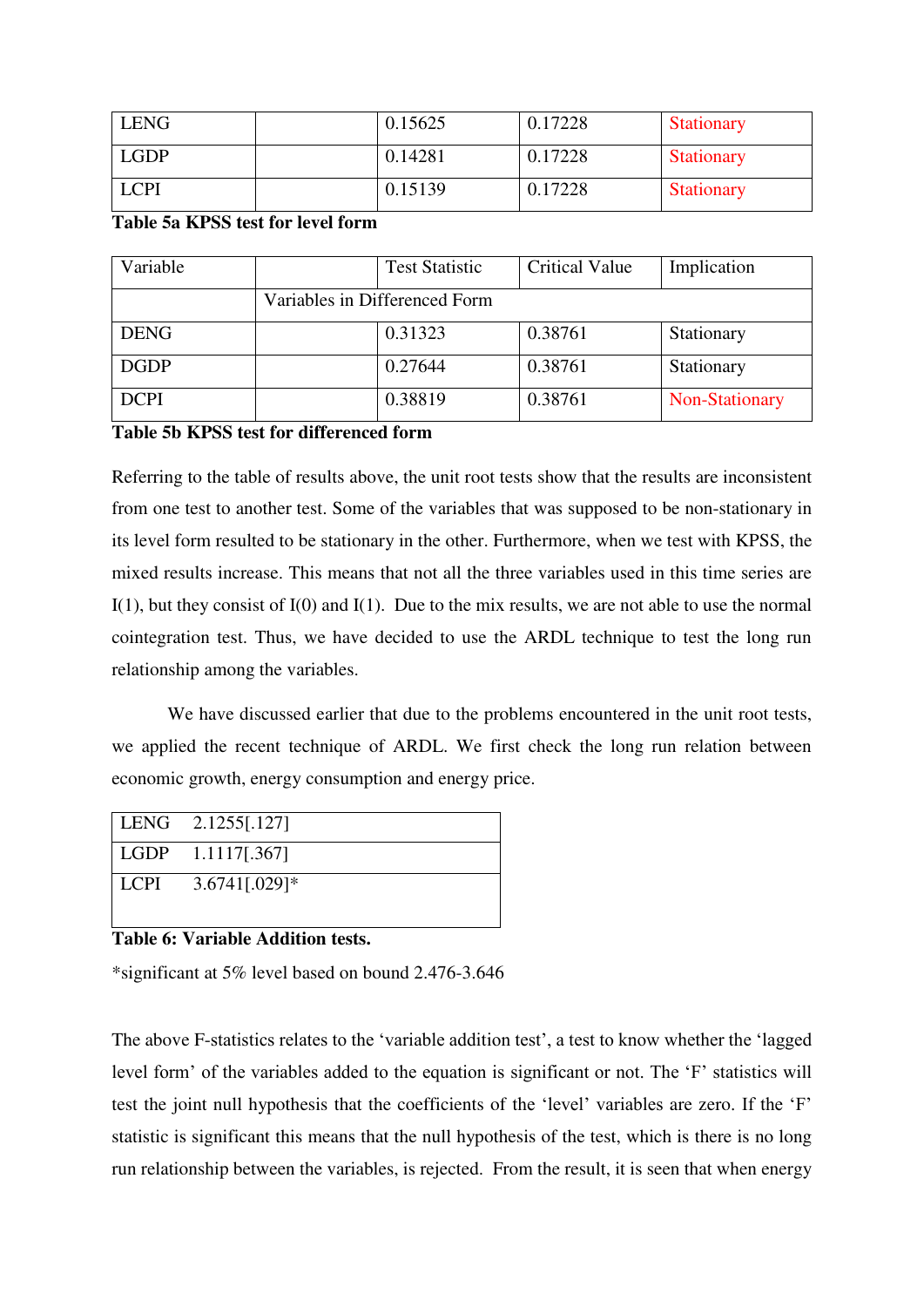| LENG | | 0.15625 | 0.17228 | Stationary |
|---|---|---|---|---|
| LGDP | | 0.14281 | 0.17228 | Stationary |
| LCPI | | 0.15139 | 0.17228 | Stationary |

**Table 5a KPSS test for level form**

| Variable | | Test Statistic | Critical Value | Implication |
|---|---|---|---|---|
| | Variables in Differenced Form | | | |
| DENG | | 0.31323 | 0.38761 | Stationary |
| DGDP | | 0.27644 | 0.38761 | Stationary |
| DCPI | | 0.38819 | 0.38761 | Non-Stationary |

**Table 5b KPSS test for differenced form**

Referring to the table of results above, the unit root tests show that the results are inconsistent from one test to another test. Some of the variables that was supposed to be non-stationary in its level form resulted to be stationary in the other. Furthermore, when we test with KPSS, the mixed results increase. This means that not all the three variables used in this time series are I(1), but they consist of I(0) and I(1). Due to the mix results, we are not able to use the normal cointegration test. Thus, we have decided to use the ARDL technique to test the long run relationship among the variables.

We have discussed earlier that due to the problems encountered in the unit root tests, we applied the recent technique of ARDL. We first check the long run relation between economic growth, energy consumption and energy price.

| | |
|---|---|
| LENG | 2.1255[.127] |
| LGDP | 1.1117[.367] |
| LCPI | 3.6741[.029]* |

**Table 6: Variable Addition tests.**

*significant at 5% level based on bound 2.476-3.646

The above F-statistics relates to the 'variable addition test', a test to know whether the 'lagged level form' of the variables added to the equation is significant or not. The 'F' statistics will test the joint null hypothesis that the coefficients of the 'level' variables are zero. If the 'F' statistic is significant this means that the null hypothesis of the test, which is there is no long run relationship between the variables, is rejected. From the result, it is seen that when energy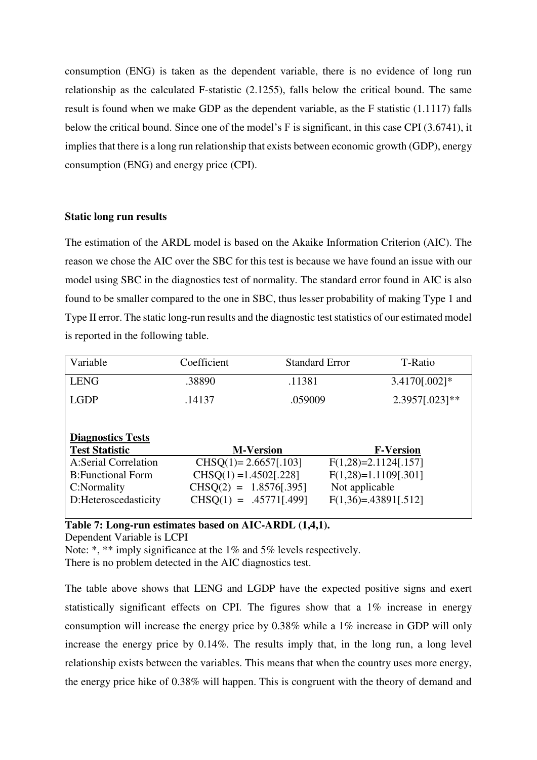consumption (ENG) is taken as the dependent variable, there is no evidence of long run relationship as the calculated F-statistic (2.1255), falls below the critical bound. The same result is found when we make GDP as the dependent variable, as the F statistic (1.1117) falls below the critical bound. Since one of the model's F is significant, in this case CPI (3.6741), it implies that there is a long run relationship that exists between economic growth (GDP), energy consumption (ENG) and energy price (CPI).

**Static long run results**

The estimation of the ARDL model is based on the Akaike Information Criterion (AIC). The reason we chose the AIC over the SBC for this test is because we have found an issue with our model using SBC in the diagnostics test of normality. The standard error found in AIC is also found to be smaller compared to the one in SBC, thus lesser probability of making Type 1 and Type II error. The static long-run results and the diagnostic test statistics of our estimated model is reported in the following table.

| Variable | Coefficient | Standard Error | T-Ratio |
|---|---|---|---|
| LENG | .38890 | .11381 | 3.4170[.002]* |
| LGDP | .14137 | .059009 | 2.3957[.023]** |

**Diagnostics Tests**

| **Test Statistic** | **M-Version** | **F-Version** |
|---|---|---|
| A:Serial Correlation | CHSQ(1)= 2.6657[.103] | F(1,28)=2.1124[.157] |
| B:Functional Form | CHSQ(1) =1.4502[.228] | F(1,28)=1.1109[.301] |
| C:Normality | CHSQ(2) = 1.8576[.395] | Not applicable |
| D:Heteroscedasticity | CHSQ(1) = .45771[.499] | F(1,36)=.43891[.512] |

**Table 7: Long-run estimates based on AIC-ARDL (1,4,1).**
Dependent Variable is LCPI
Note: *, ** imply significance at the 1% and 5% levels respectively.
There is no problem detected in the AIC diagnostics test.

The table above shows that LENG and LGDP have the expected positive signs and exert statistically significant effects on CPI. The figures show that a 1% increase in energy consumption will increase the energy price by 0.38% while a 1% increase in GDP will only increase the energy price by 0.14%. The results imply that, in the long run, a long level relationship exists between the variables. This means that when the country uses more energy, the energy price hike of 0.38% will happen. This is congruent with the theory of demand and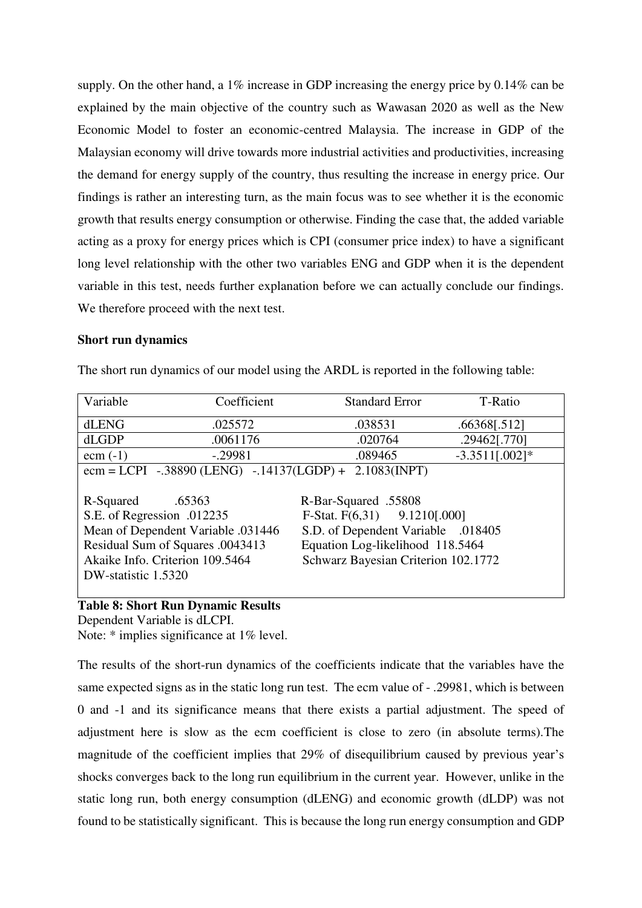supply. On the other hand, a 1% increase in GDP increasing the energy price by 0.14% can be explained by the main objective of the country such as Wawasan 2020 as well as the New Economic Model to foster an economic-centred Malaysia. The increase in GDP of the Malaysian economy will drive towards more industrial activities and productivities, increasing the demand for energy supply of the country, thus resulting the increase in energy price. Our findings is rather an interesting turn, as the main focus was to see whether it is the economic growth that results energy consumption or otherwise. Finding the case that, the added variable acting as a proxy for energy prices which is CPI (consumer price index) to have a significant long level relationship with the other two variables ENG and GDP when it is the dependent variable in this test, needs further explanation before we can actually conclude our findings. We therefore proceed with the next test.

**Short run dynamics**

The short run dynamics of our model using the ARDL is reported in the following table:

| Variable | Coefficient | Standard Error | T-Ratio |
|---|---|---|---|
| dLENG | .025572 | .038531 | .66368[.512] |
| dLGDP | .0061176 | .020764 | .29462[.770] |
| ecm (-1) | -.29981 | .089465 | -3.3511[.002]* |
| ecm = LCPI -.38890 (LENG) -.14137(LGDP) + 2.1083(INPT) | | | |
| R-Squared .65363 | | R-Bar-Squared .55808 | |
| S.E. of Regression .012235 | | F-Stat. F(6,31) 9.1210[.000] | |
| Mean of Dependent Variable .031446 | | S.D. of Dependent Variable .018405 | |
| Residual Sum of Squares .0043413 | | Equation Log-likelihood 118.5464 | |
| Akaike Info. Criterion 109.5464 | | Schwarz Bayesian Criterion 102.1772 | |
| DW-statistic 1.5320 | | | |

**Table 8: Short Run Dynamic Results**
Dependent Variable is dLCPI.
Note: * implies significance at 1% level.

The results of the short-run dynamics of the coefficients indicate that the variables have the same expected signs as in the static long run test. The ecm value of - .29981, which is between 0 and -1 and its significance means that there exists a partial adjustment. The speed of adjustment here is slow as the ecm coefficient is close to zero (in absolute terms).The magnitude of the coefficient implies that 29% of disequilibrium caused by previous year's shocks converges back to the long run equilibrium in the current year. However, unlike in the static long run, both energy consumption (dLENG) and economic growth (dLDP) was not found to be statistically significant. This is because the long run energy consumption and GDP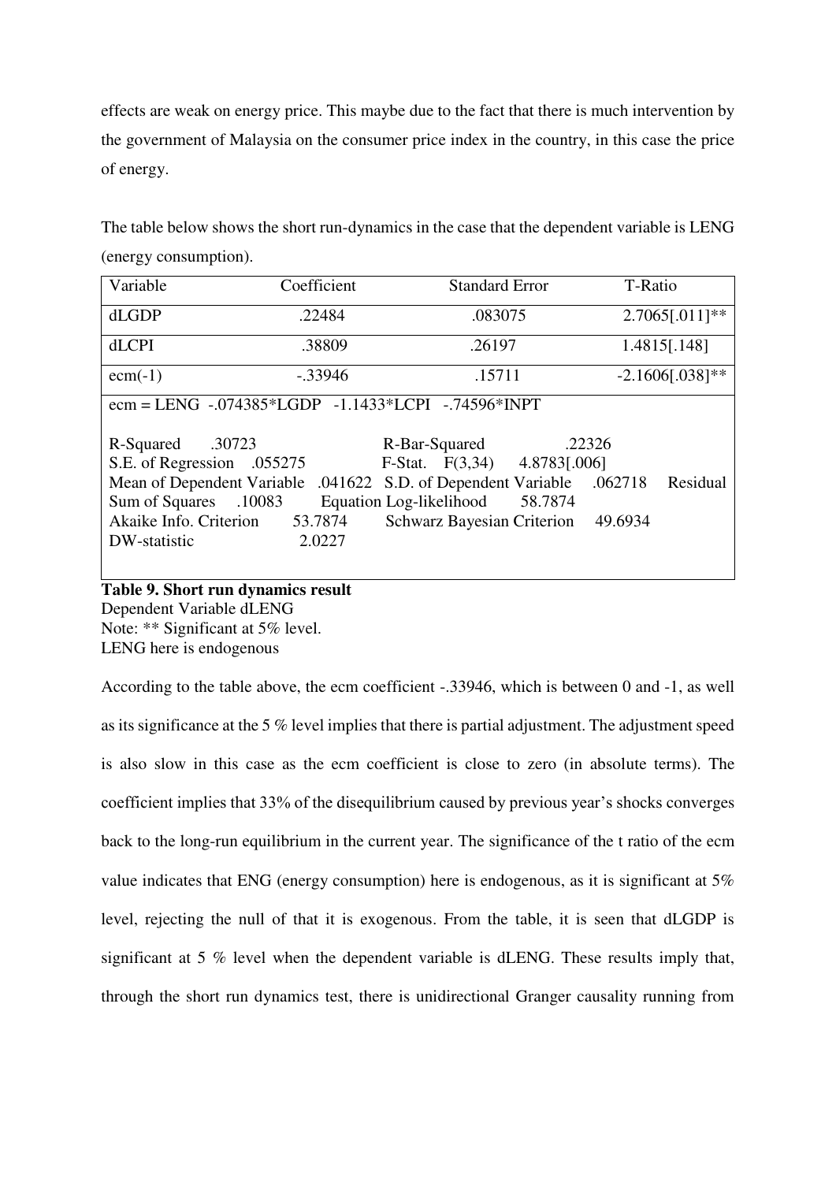effects are weak on energy price. This maybe due to the fact that there is much intervention by the government of Malaysia on the consumer price index in the country, in this case the price of energy.

The table below shows the short run-dynamics in the case that the dependent variable is LENG (energy consumption).

| Variable | Coefficient | Standard Error | T-Ratio |
|---|---|---|---|
| dLGDP | .22484 | .083075 | 2.7065[.011]** |
| dLCPI | .38809 | .26197 | 1.4815[.148] |
| ecm(-1) | -.33946 | .15711 | -2.1606[.038]** |
| ecm = LENG -.074385*LGDP -1.1433*LCPI -.74596*INPT | | | |
| R-Squared .30723 R-Bar-Squared .22326<br>S.E. of Regression .055275 F-Stat. F(3,34) 4.8783[.006]<br>Mean of Dependent Variable .041622 S.D. of Dependent Variable .062718 Residual Sum of Squares .10083 Equation Log-likelihood 58.7874<br>Akaike Info. Criterion 53.7874 Schwarz Bayesian Criterion 49.6934<br>DW-statistic 2.0227 | | | |

**Table 9. Short run dynamics result**
Dependent Variable dLENG
Note: ** Significant at 5% level.
LENG here is endogenous

According to the table above, the ecm coefficient -.33946, which is between 0 and -1, as well as its significance at the 5 % level implies that there is partial adjustment. The adjustment speed is also slow in this case as the ecm coefficient is close to zero (in absolute terms). The coefficient implies that 33% of the disequilibrium caused by previous year's shocks converges back to the long-run equilibrium in the current year. The significance of the t ratio of the ecm value indicates that ENG (energy consumption) here is endogenous, as it is significant at 5% level, rejecting the null of that it is exogenous. From the table, it is seen that dLGDP is significant at 5 % level when the dependent variable is dLENG. These results imply that, through the short run dynamics test, there is unidirectional Granger causality running from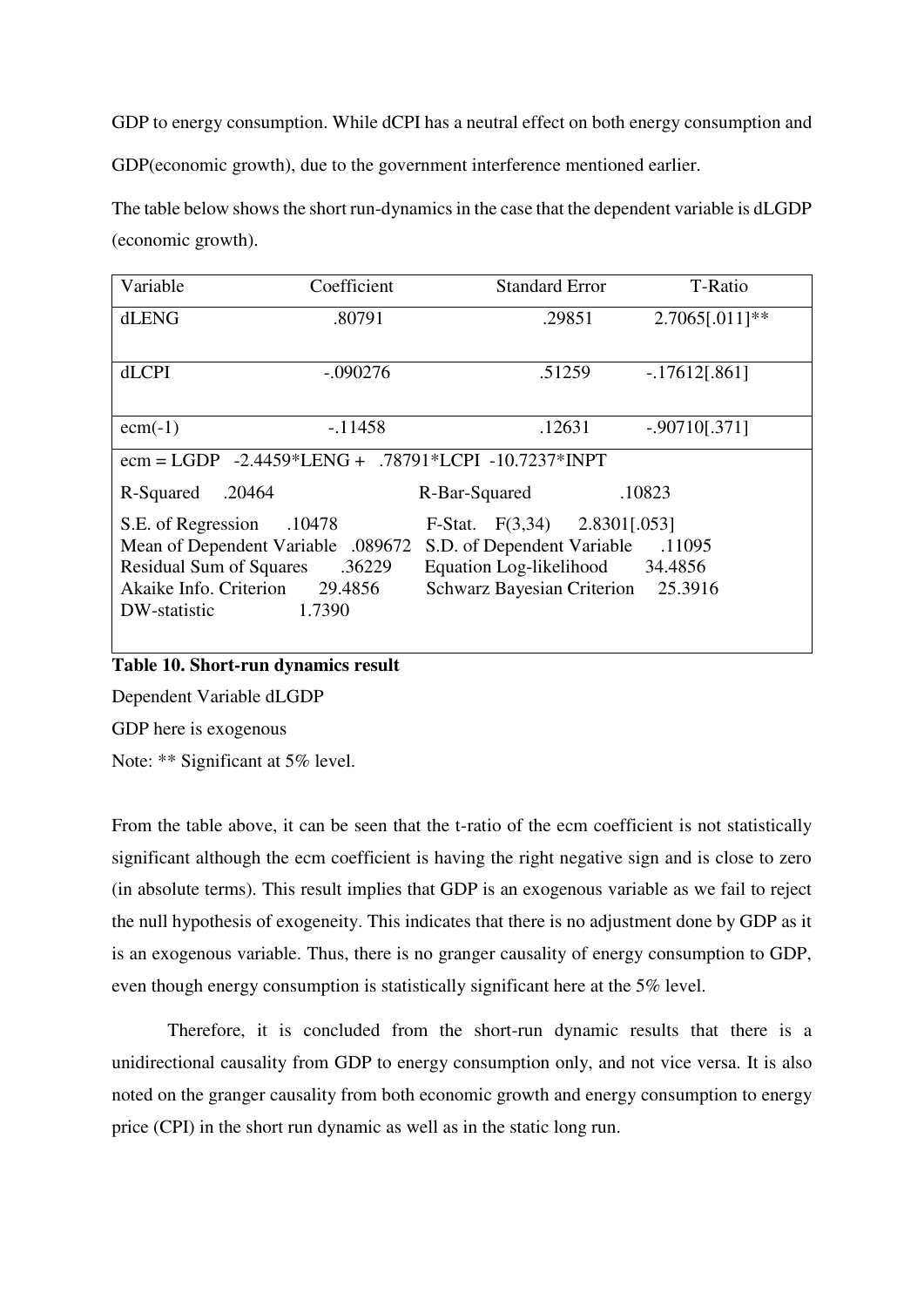GDP to energy consumption. While dCPI has a neutral effect on both energy consumption and GDP(economic growth), due to the government interference mentioned earlier.

The table below shows the short run-dynamics in the case that the dependent variable is dLGDP (economic growth).

| Variable | Coefficient | Standard Error | T-Ratio |
|---|---|---|---|
| dLENG | .80791 | .29851 | 2.7065[.011]** |
| dLCPI | -.090276 | .51259 | -.17612[.861] |
| ecm(-1) | -.11458 | .12631 | -.90710[.371] |
| ecm = LGDP -2.4459*LENG + .78791*LCPI -10.7237*INPT | | | |
| R-Squared .20464 | | R-Bar-Squared | .10823 |
| S.E. of Regression .10478 | | F-Stat. F(3,34) | 2.8301[.053] |
| Mean of Dependent Variable .089672 | | S.D. of Dependent Variable | .11095 |
| Residual Sum of Squares .36229 | | Equation Log-likelihood | 34.4856 |
| Akaike Info. Criterion 29.4856 | | Schwarz Bayesian Criterion | 25.3916 |
| DW-statistic 1.7390 | | | |

**Table 10. Short-run dynamics result**

Dependent Variable dLGDP

GDP here is exogenous

Note: ** Significant at 5% level.

From the table above, it can be seen that the t-ratio of the ecm coefficient is not statistically significant although the ecm coefficient is having the right negative sign and is close to zero (in absolute terms). This result implies that GDP is an exogenous variable as we fail to reject the null hypothesis of exogeneity. This indicates that there is no adjustment done by GDP as it is an exogenous variable. Thus, there is no granger causality of energy consumption to GDP, even though energy consumption is statistically significant here at the 5% level.

Therefore, it is concluded from the short-run dynamic results that there is a unidirectional causality from GDP to energy consumption only, and not vice versa. It is also noted on the granger causality from both economic growth and energy consumption to energy price (CPI) in the short run dynamic as well as in the static long run.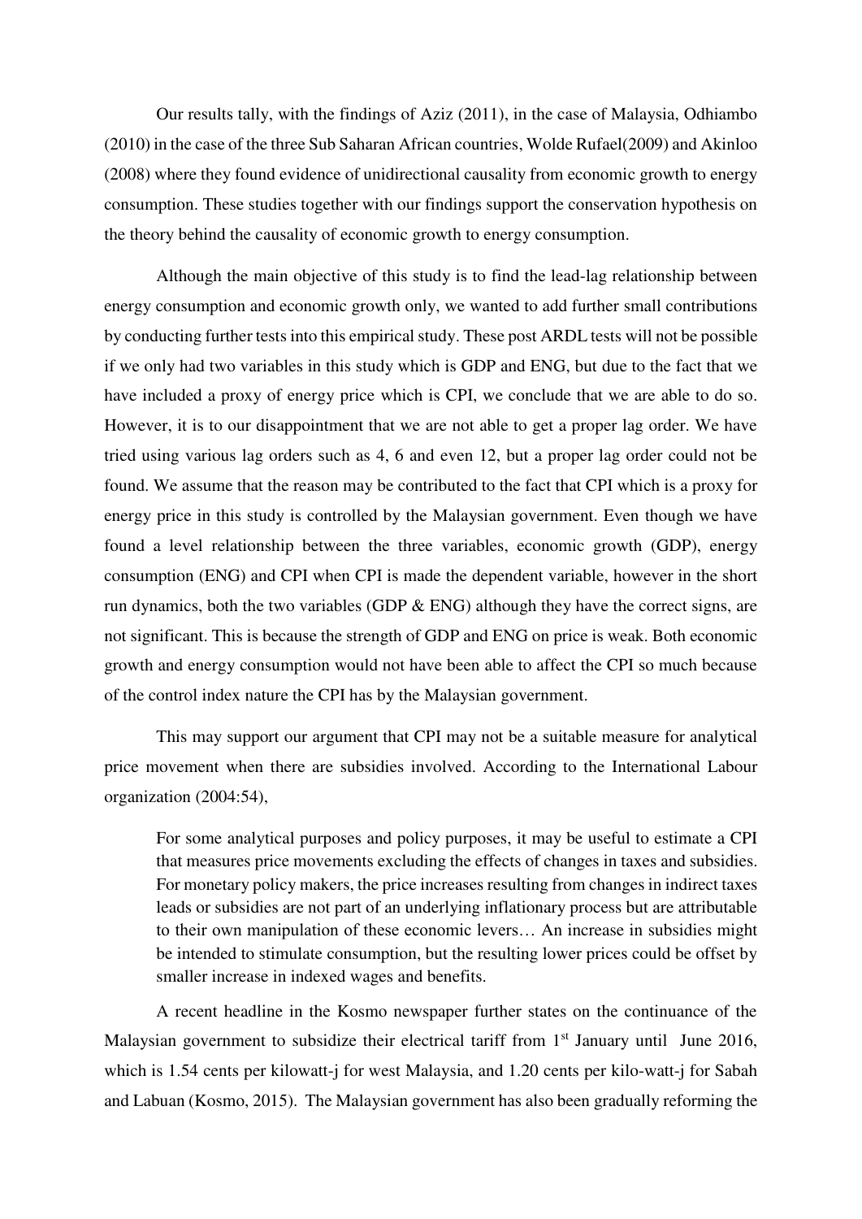Our results tally, with the findings of Aziz (2011), in the case of Malaysia, Odhiambo (2010) in the case of the three Sub Saharan African countries, Wolde Rufael(2009) and Akinloo (2008) where they found evidence of unidirectional causality from economic growth to energy consumption. These studies together with our findings support the conservation hypothesis on the theory behind the causality of economic growth to energy consumption.

Although the main objective of this study is to find the lead-lag relationship between energy consumption and economic growth only, we wanted to add further small contributions by conducting further tests into this empirical study. These post ARDL tests will not be possible if we only had two variables in this study which is GDP and ENG, but due to the fact that we have included a proxy of energy price which is CPI, we conclude that we are able to do so. However, it is to our disappointment that we are not able to get a proper lag order. We have tried using various lag orders such as 4, 6 and even 12, but a proper lag order could not be found. We assume that the reason may be contributed to the fact that CPI which is a proxy for energy price in this study is controlled by the Malaysian government. Even though we have found a level relationship between the three variables, economic growth (GDP), energy consumption (ENG) and CPI when CPI is made the dependent variable, however in the short run dynamics, both the two variables (GDP & ENG) although they have the correct signs, are not significant. This is because the strength of GDP and ENG on price is weak. Both economic growth and energy consumption would not have been able to affect the CPI so much because of the control index nature the CPI has by the Malaysian government.

This may support our argument that CPI may not be a suitable measure for analytical price movement when there are subsidies involved. According to the International Labour organization (2004:54),

> For some analytical purposes and policy purposes, it may be useful to estimate a CPI that measures price movements excluding the effects of changes in taxes and subsidies. For monetary policy makers, the price increases resulting from changes in indirect taxes leads or subsidies are not part of an underlying inflationary process but are attributable to their own manipulation of these economic levers… An increase in subsidies might be intended to stimulate consumption, but the resulting lower prices could be offset by smaller increase in indexed wages and benefits.

A recent headline in the Kosmo newspaper further states on the continuance of the Malaysian government to subsidize their electrical tariff from 1st January until June 2016, which is 1.54 cents per kilowatt-j for west Malaysia, and 1.20 cents per kilo-watt-j for Sabah and Labuan (Kosmo, 2015). The Malaysian government has also been gradually reforming the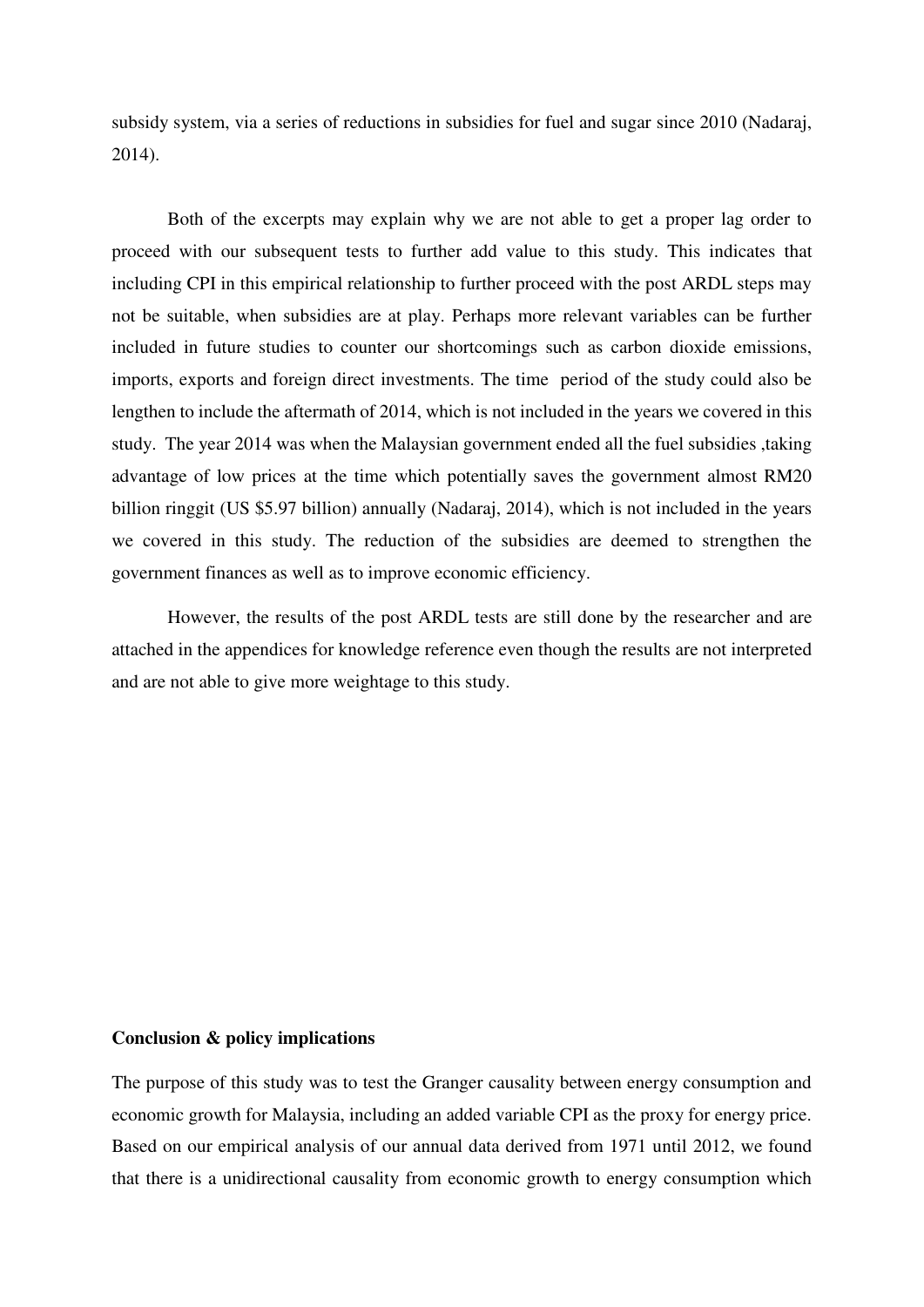subsidy system, via a series of reductions in subsidies for fuel and sugar since 2010 (Nadaraj, 2014).

Both of the excerpts may explain why we are not able to get a proper lag order to proceed with our subsequent tests to further add value to this study. This indicates that including CPI in this empirical relationship to further proceed with the post ARDL steps may not be suitable, when subsidies are at play. Perhaps more relevant variables can be further included in future studies to counter our shortcomings such as carbon dioxide emissions, imports, exports and foreign direct investments. The time period of the study could also be lengthen to include the aftermath of 2014, which is not included in the years we covered in this study. The year 2014 was when the Malaysian government ended all the fuel subsidies ,taking advantage of low prices at the time which potentially saves the government almost RM20 billion ringgit (US $5.97 billion) annually (Nadaraj, 2014), which is not included in the years we covered in this study. The reduction of the subsidies are deemed to strengthen the government finances as well as to improve economic efficiency.

However, the results of the post ARDL tests are still done by the researcher and are attached in the appendices for knowledge reference even though the results are not interpreted and are not able to give more weightage to this study.

**Conclusion & policy implications**

The purpose of this study was to test the Granger causality between energy consumption and economic growth for Malaysia, including an added variable CPI as the proxy for energy price. Based on our empirical analysis of our annual data derived from 1971 until 2012, we found that there is a unidirectional causality from economic growth to energy consumption which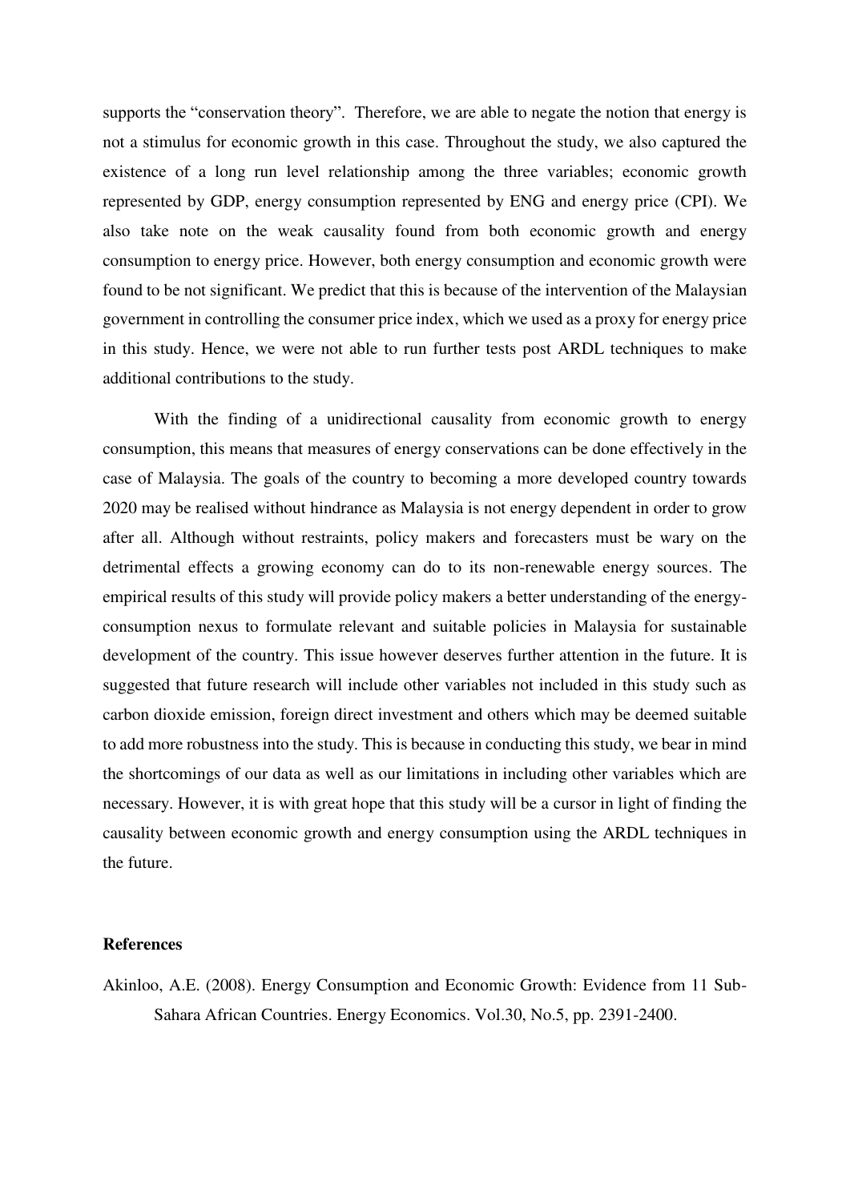supports the "conservation theory". Therefore, we are able to negate the notion that energy is not a stimulus for economic growth in this case. Throughout the study, we also captured the existence of a long run level relationship among the three variables; economic growth represented by GDP, energy consumption represented by ENG and energy price (CPI). We also take note on the weak causality found from both economic growth and energy consumption to energy price. However, both energy consumption and economic growth were found to be not significant. We predict that this is because of the intervention of the Malaysian government in controlling the consumer price index, which we used as a proxy for energy price in this study. Hence, we were not able to run further tests post ARDL techniques to make additional contributions to the study.

With the finding of a unidirectional causality from economic growth to energy consumption, this means that measures of energy conservations can be done effectively in the case of Malaysia. The goals of the country to becoming a more developed country towards 2020 may be realised without hindrance as Malaysia is not energy dependent in order to grow after all. Although without restraints, policy makers and forecasters must be wary on the detrimental effects a growing economy can do to its non-renewable energy sources. The empirical results of this study will provide policy makers a better understanding of the energy-consumption nexus to formulate relevant and suitable policies in Malaysia for sustainable development of the country. This issue however deserves further attention in the future. It is suggested that future research will include other variables not included in this study such as carbon dioxide emission, foreign direct investment and others which may be deemed suitable to add more robustness into the study. This is because in conducting this study, we bear in mind the shortcomings of our data as well as our limitations in including other variables which are necessary. However, it is with great hope that this study will be a cursor in light of finding the causality between economic growth and energy consumption using the ARDL techniques in the future.

## References

Akinloo, A.E. (2008). Energy Consumption and Economic Growth: Evidence from 11 Sub-Sahara African Countries. Energy Economics. Vol.30, No.5, pp. 2391-2400.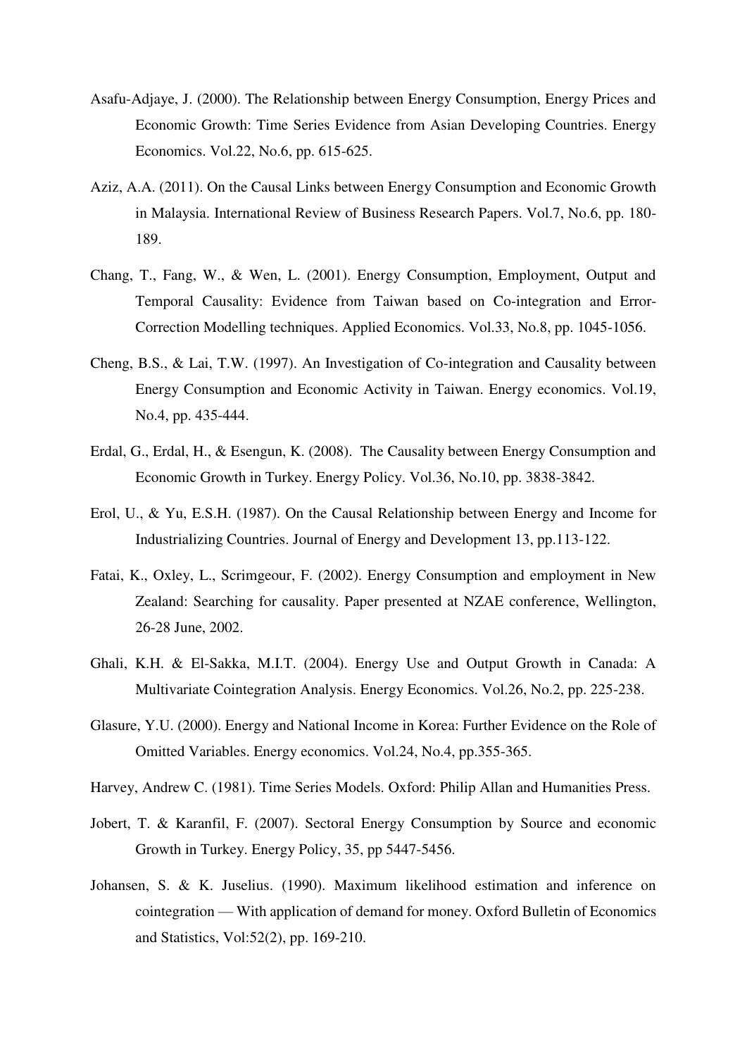Asafu-Adjaye, J. (2000). The Relationship between Energy Consumption, Energy Prices and Economic Growth: Time Series Evidence from Asian Developing Countries. Energy Economics. Vol.22, No.6, pp. 615-625.

Aziz, A.A. (2011). On the Causal Links between Energy Consumption and Economic Growth in Malaysia. International Review of Business Research Papers. Vol.7, No.6, pp. 180-189.

Chang, T., Fang, W., & Wen, L. (2001). Energy Consumption, Employment, Output and Temporal Causality: Evidence from Taiwan based on Co-integration and Error-Correction Modelling techniques. Applied Economics. Vol.33, No.8, pp. 1045-1056.

Cheng, B.S., & Lai, T.W. (1997). An Investigation of Co-integration and Causality between Energy Consumption and Economic Activity in Taiwan. Energy economics. Vol.19, No.4, pp. 435-444.

Erdal, G., Erdal, H., & Esengun, K. (2008). The Causality between Energy Consumption and Economic Growth in Turkey. Energy Policy. Vol.36, No.10, pp. 3838-3842.

Erol, U., & Yu, E.S.H. (1987). On the Causal Relationship between Energy and Income for Industrializing Countries. Journal of Energy and Development 13, pp.113-122.

Fatai, K., Oxley, L., Scrimgeour, F. (2002). Energy Consumption and employment in New Zealand: Searching for causality. Paper presented at NZAE conference, Wellington, 26-28 June, 2002.

Ghali, K.H. & El-Sakka, M.I.T. (2004). Energy Use and Output Growth in Canada: A Multivariate Cointegration Analysis. Energy Economics. Vol.26, No.2, pp. 225-238.

Glasure, Y.U. (2000). Energy and National Income in Korea: Further Evidence on the Role of Omitted Variables. Energy economics. Vol.24, No.4, pp.355-365.

Harvey, Andrew C. (1981). Time Series Models. Oxford: Philip Allan and Humanities Press.

Jobert, T. & Karanfil, F. (2007). Sectoral Energy Consumption by Source and economic Growth in Turkey. Energy Policy, 35, pp 5447-5456.

Johansen, S. & K. Juselius. (1990). Maximum likelihood estimation and inference on cointegration — With application of demand for money. Oxford Bulletin of Economics and Statistics, Vol:52(2), pp. 169-210.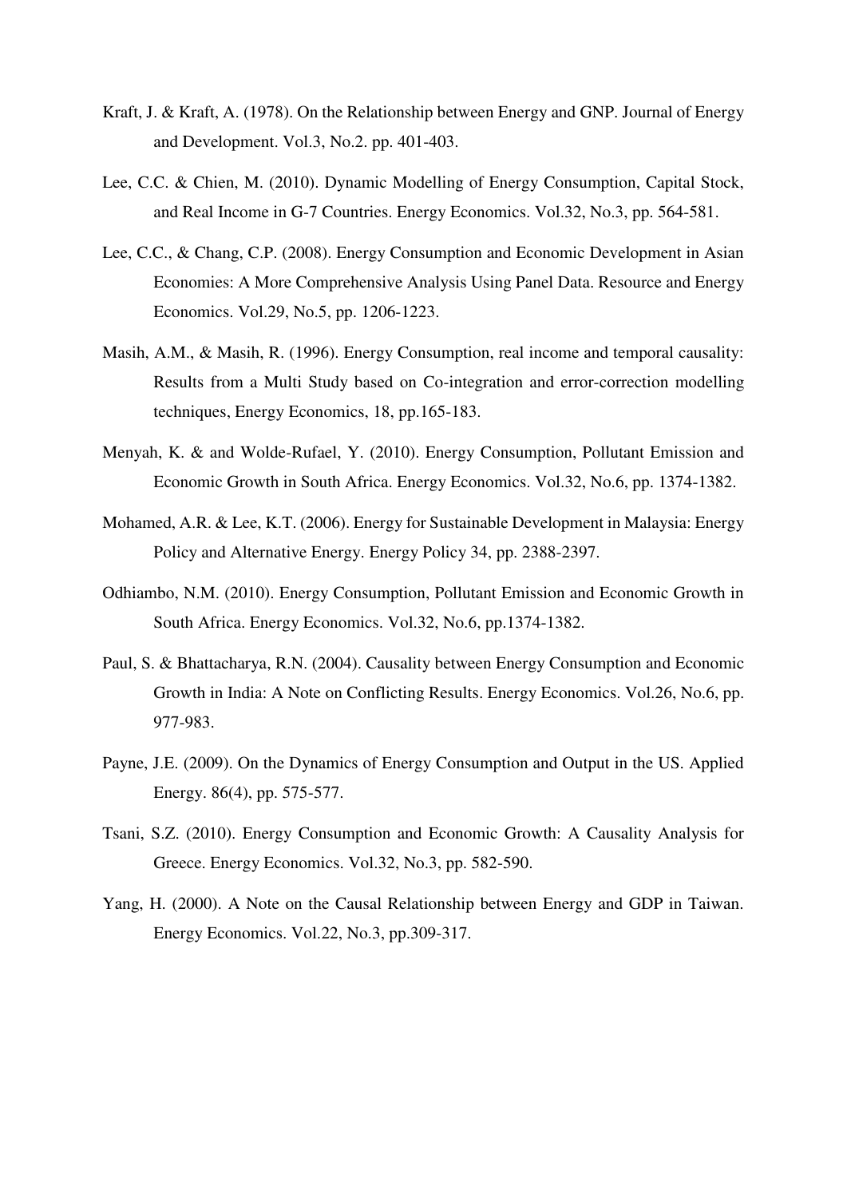Kraft, J. & Kraft, A. (1978). On the Relationship between Energy and GNP. Journal of Energy and Development. Vol.3, No.2. pp. 401-403.

Lee, C.C. & Chien, M. (2010). Dynamic Modelling of Energy Consumption, Capital Stock, and Real Income in G-7 Countries. Energy Economics. Vol.32, No.3, pp. 564-581.

Lee, C.C., & Chang, C.P. (2008). Energy Consumption and Economic Development in Asian Economies: A More Comprehensive Analysis Using Panel Data. Resource and Energy Economics. Vol.29, No.5, pp. 1206-1223.

Masih, A.M., & Masih, R. (1996). Energy Consumption, real income and temporal causality: Results from a Multi Study based on Co-integration and error-correction modelling techniques, Energy Economics, 18, pp.165-183.

Menyah, K. & and Wolde-Rufael, Y. (2010). Energy Consumption, Pollutant Emission and Economic Growth in South Africa. Energy Economics. Vol.32, No.6, pp. 1374-1382.

Mohamed, A.R. & Lee, K.T. (2006). Energy for Sustainable Development in Malaysia: Energy Policy and Alternative Energy. Energy Policy 34, pp. 2388-2397.

Odhiambo, N.M. (2010). Energy Consumption, Pollutant Emission and Economic Growth in South Africa. Energy Economics. Vol.32, No.6, pp.1374-1382.

Paul, S. & Bhattacharya, R.N. (2004). Causality between Energy Consumption and Economic Growth in India: A Note on Conflicting Results. Energy Economics. Vol.26, No.6, pp. 977-983.

Payne, J.E. (2009). On the Dynamics of Energy Consumption and Output in the US. Applied Energy. 86(4), pp. 575-577.

Tsani, S.Z. (2010). Energy Consumption and Economic Growth: A Causality Analysis for Greece. Energy Economics. Vol.32, No.3, pp. 582-590.

Yang, H. (2000). A Note on the Causal Relationship between Energy and GDP in Taiwan. Energy Economics. Vol.22, No.3, pp.309-317.